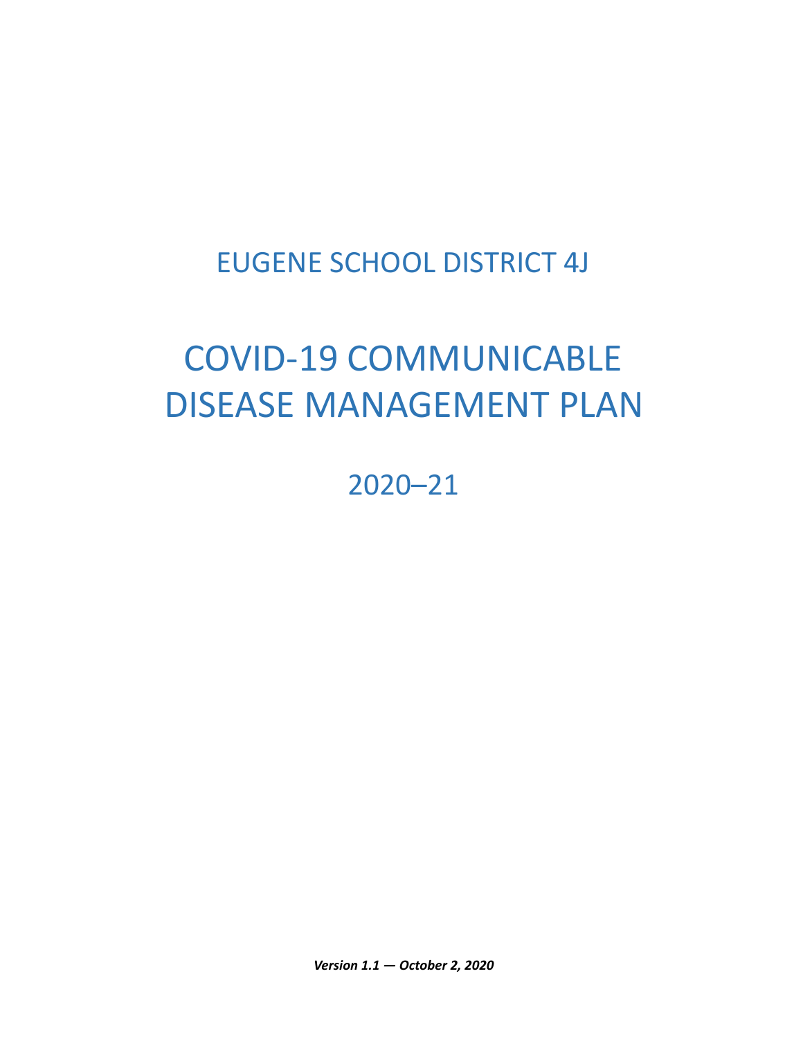# EUGENE SCHOOL DISTRICT 4J

# COVID-19 COMMUNICABLE DISEASE MANAGEMENT PLAN

## 2020–21

***Version 1.1 — October 2, 2020***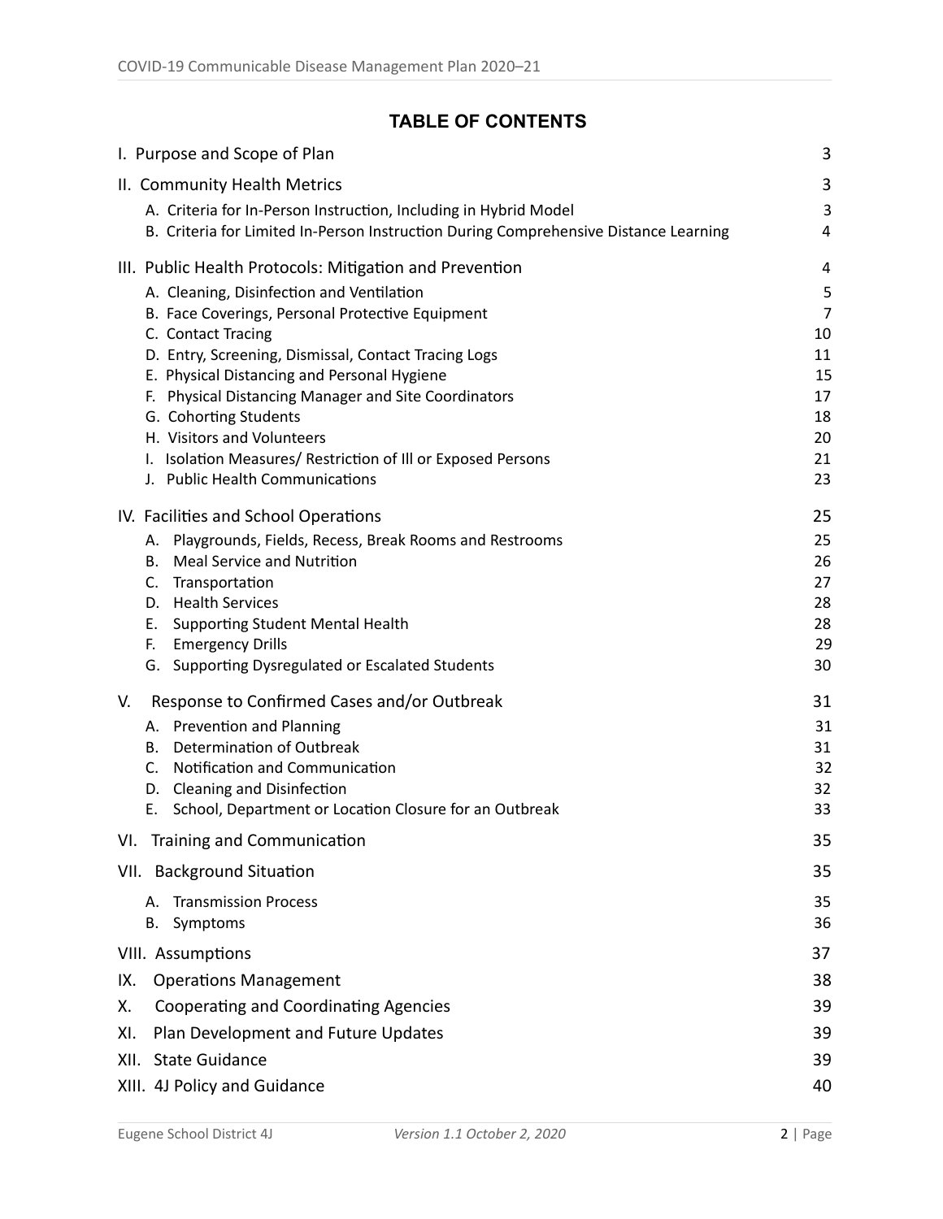## TABLE OF CONTENTS

| Section | Page |
|---|---|
| I. Purpose and Scope of Plan | 3 |
| II. Community Health Metrics | 3 |
| A. Criteria for In-Person Instruction, Including in Hybrid Model | 3 |
| B. Criteria for Limited In-Person Instruction During Comprehensive Distance Learning | 4 |
| III. Public Health Protocols: Mitigation and Prevention | 4 |
| A. Cleaning, Disinfection and Ventilation | 5 |
| B. Face Coverings, Personal Protective Equipment | 7 |
| C. Contact Tracing | 10 |
| D. Entry, Screening, Dismissal, Contact Tracing Logs | 11 |
| E. Physical Distancing and Personal Hygiene | 15 |
| F. Physical Distancing Manager and Site Coordinators | 17 |
| G. Cohorting Students | 18 |
| H. Visitors and Volunteers | 20 |
| I. Isolation Measures/ Restriction of Ill or Exposed Persons | 21 |
| J. Public Health Communications | 23 |
| IV. Facilities and School Operations | 25 |
| A. Playgrounds, Fields, Recess, Break Rooms and Restrooms | 25 |
| B. Meal Service and Nutrition | 26 |
| C. Transportation | 27 |
| D. Health Services | 28 |
| E. Supporting Student Mental Health | 28 |
| F. Emergency Drills | 29 |
| G. Supporting Dysregulated or Escalated Students | 30 |
| V. Response to Confirmed Cases and/or Outbreak | 31 |
| A. Prevention and Planning | 31 |
| B. Determination of Outbreak | 31 |
| C. Notification and Communication | 32 |
| D. Cleaning and Disinfection | 32 |
| E. School, Department or Location Closure for an Outbreak | 33 |
| VI. Training and Communication | 35 |
| VII. Background Situation | 35 |
| A. Transmission Process | 35 |
| B. Symptoms | 36 |
| VIII. Assumptions | 37 |
| IX. Operations Management | 38 |
| X. Cooperating and Coordinating Agencies | 39 |
| XI. Plan Development and Future Updates | 39 |
| XII. State Guidance | 39 |
| XIII. 4J Policy and Guidance | 40 |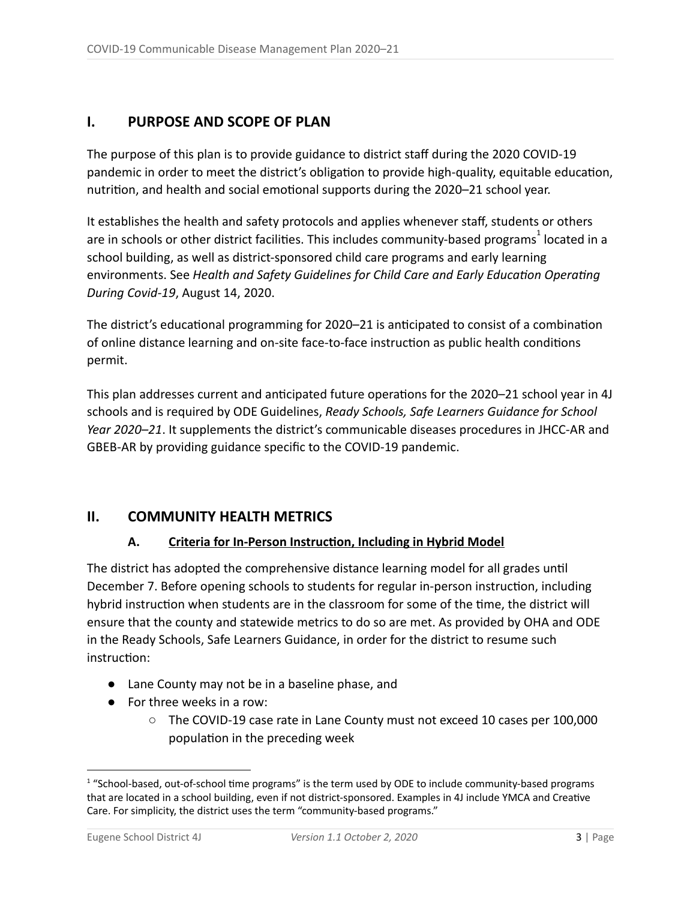## I. PURPOSE AND SCOPE OF PLAN

The purpose of this plan is to provide guidance to district staff during the 2020 COVID-19 pandemic in order to meet the district's obligation to provide high-quality, equitable education, nutrition, and health and social emotional supports during the 2020–21 school year.

It establishes the health and safety protocols and applies whenever staff, students or others are in schools or other district facilities. This includes community-based programs[1] located in a school building, as well as district-sponsored child care programs and early learning environments. See *Health and Safety Guidelines for Child Care and Early Education Operating During Covid-19*, August 14, 2020.

The district's educational programming for 2020–21 is anticipated to consist of a combination of online distance learning and on-site face-to-face instruction as public health conditions permit.

This plan addresses current and anticipated future operations for the 2020–21 school year in 4J schools and is required by ODE Guidelines, *Ready Schools, Safe Learners Guidance for School Year 2020–21*. It supplements the district's communicable diseases procedures in JHCC-AR and GBEB-AR by providing guidance specific to the COVID-19 pandemic.

## II. COMMUNITY HEALTH METRICS

### A. Criteria for In-Person Instruction, Including in Hybrid Model

The district has adopted the comprehensive distance learning model for all grades until December 7. Before opening schools to students for regular in-person instruction, including hybrid instruction when students are in the classroom for some of the time, the district will ensure that the county and statewide metrics to do so are met. As provided by OHA and ODE in the Ready Schools, Safe Learners Guidance, in order for the district to resume such instruction:

- Lane County may not be in a baseline phase, and
- For three weeks in a row:
    - The COVID-19 case rate in Lane County must not exceed 10 cases per 100,000 population in the preceding week

[1] "School-based, out-of-school time programs" is the term used by ODE to include community-based programs that are located in a school building, even if not district-sponsored. Examples in 4J include YMCA and Creative Care. For simplicity, the district uses the term "community-based programs."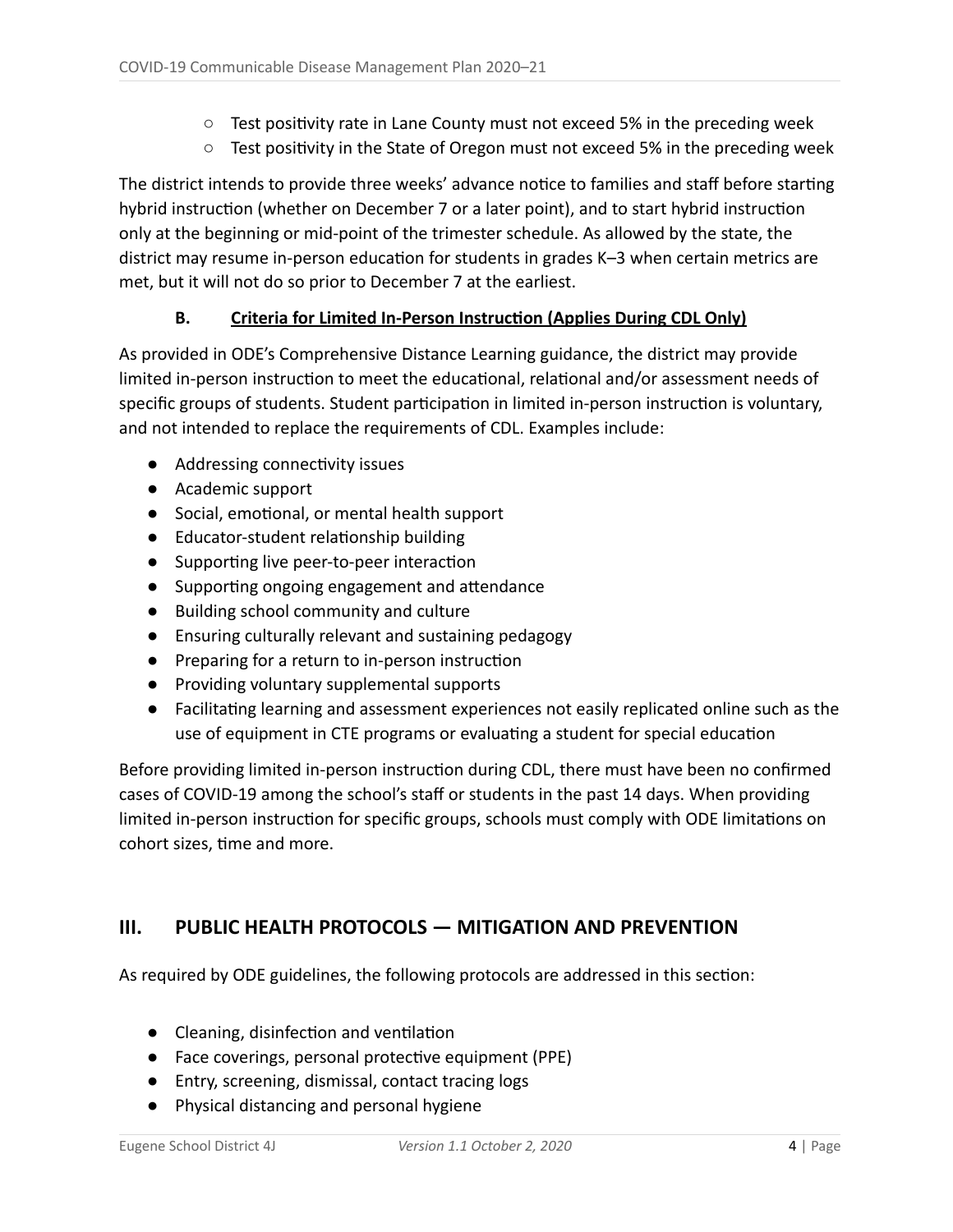- Test positivity rate in Lane County must not exceed 5% in the preceding week
  - Test positivity in the State of Oregon must not exceed 5% in the preceding week

The district intends to provide three weeks' advance notice to families and staff before starting hybrid instruction (whether on December 7 or a later point), and to start hybrid instruction only at the beginning or mid-point of the trimester schedule. As allowed by the state, the district may resume in-person education for students in grades K–3 when certain metrics are met, but it will not do so prior to December 7 at the earliest.

### B. Criteria for Limited In-Person Instruction (Applies During CDL Only)

As provided in ODE's Comprehensive Distance Learning guidance, the district may provide limited in-person instruction to meet the educational, relational and/or assessment needs of specific groups of students. Student participation in limited in-person instruction is voluntary, and not intended to replace the requirements of CDL. Examples include:

- Addressing connectivity issues
- Academic support
- Social, emotional, or mental health support
- Educator-student relationship building
- Supporting live peer-to-peer interaction
- Supporting ongoing engagement and attendance
- Building school community and culture
- Ensuring culturally relevant and sustaining pedagogy
- Preparing for a return to in-person instruction
- Providing voluntary supplemental supports
- Facilitating learning and assessment experiences not easily replicated online such as the use of equipment in CTE programs or evaluating a student for special education

Before providing limited in-person instruction during CDL, there must have been no confirmed cases of COVID-19 among the school's staff or students in the past 14 days. When providing limited in-person instruction for specific groups, schools must comply with ODE limitations on cohort sizes, time and more.

## III. PUBLIC HEALTH PROTOCOLS — MITIGATION AND PREVENTION

As required by ODE guidelines, the following protocols are addressed in this section:

- Cleaning, disinfection and ventilation
- Face coverings, personal protective equipment (PPE)
- Entry, screening, dismissal, contact tracing logs
- Physical distancing and personal hygiene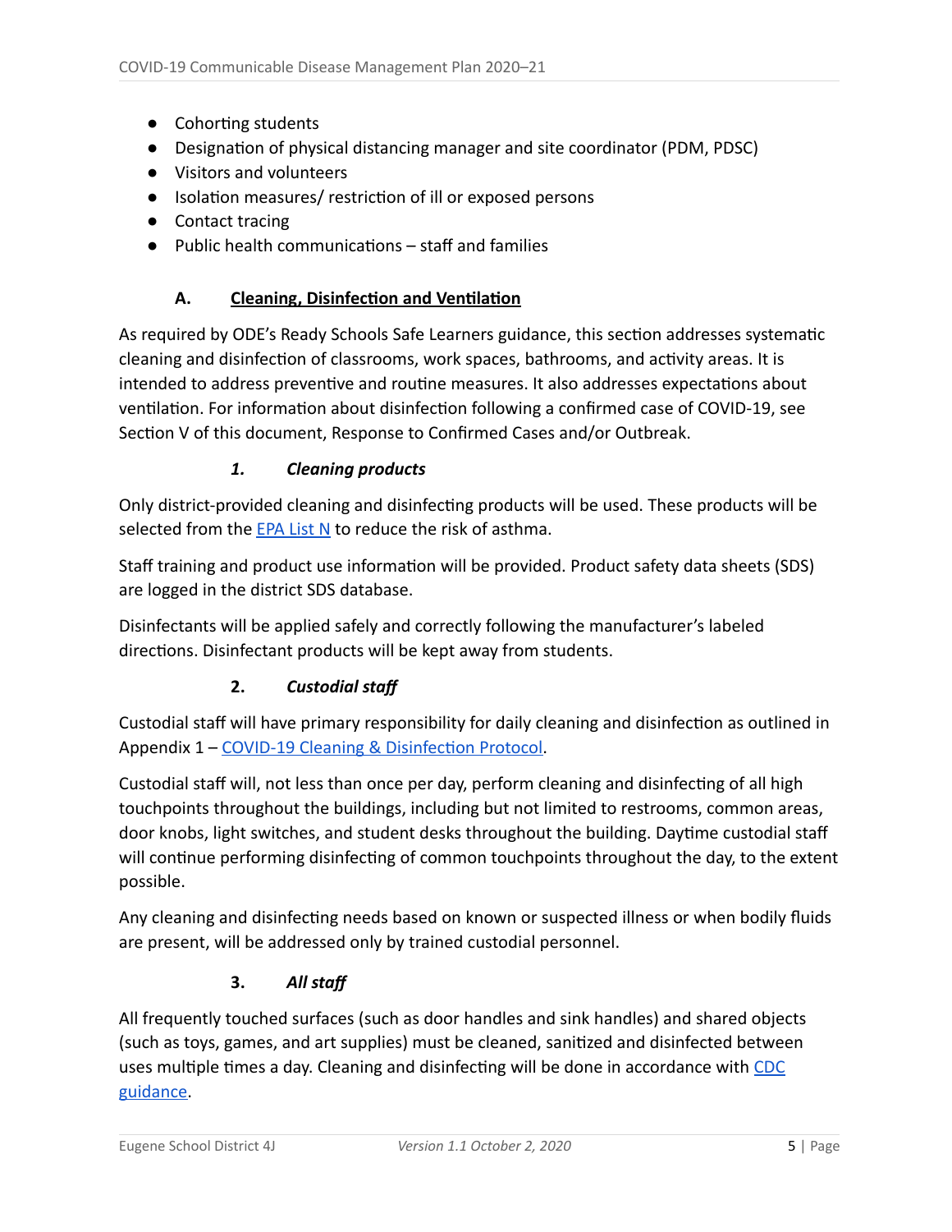- Cohorting students
- Designation of physical distancing manager and site coordinator (PDM, PDSC)
- Visitors and volunteers
- Isolation measures/ restriction of ill or exposed persons
- Contact tracing
- Public health communications – staff and families

### A. Cleaning, Disinfection and Ventilation

As required by ODE's Ready Schools Safe Learners guidance, this section addresses systematic cleaning and disinfection of classrooms, work spaces, bathrooms, and activity areas. It is intended to address preventive and routine measures. It also addresses expectations about ventilation. For information about disinfection following a confirmed case of COVID-19, see Section V of this document, Response to Confirmed Cases and/or Outbreak.

#### *1. Cleaning products*

Only district-provided cleaning and disinfecting products will be used. These products will be selected from the EPA List N to reduce the risk of asthma.

Staff training and product use information will be provided. Product safety data sheets (SDS) are logged in the district SDS database.

Disinfectants will be applied safely and correctly following the manufacturer's labeled directions. Disinfectant products will be kept away from students.

#### 2. *Custodial staff*

Custodial staff will have primary responsibility for daily cleaning and disinfection as outlined in Appendix 1 – COVID-19 Cleaning & Disinfection Protocol.

Custodial staff will, not less than once per day, perform cleaning and disinfecting of all high touchpoints throughout the buildings, including but not limited to restrooms, common areas, door knobs, light switches, and student desks throughout the building. Daytime custodial staff will continue performing disinfecting of common touchpoints throughout the day, to the extent possible.

Any cleaning and disinfecting needs based on known or suspected illness or when bodily fluids are present, will be addressed only by trained custodial personnel.

#### 3. *All staff*

All frequently touched surfaces (such as door handles and sink handles) and shared objects (such as toys, games, and art supplies) must be cleaned, sanitized and disinfected between uses multiple times a day. Cleaning and disinfecting will be done in accordance with CDC guidance.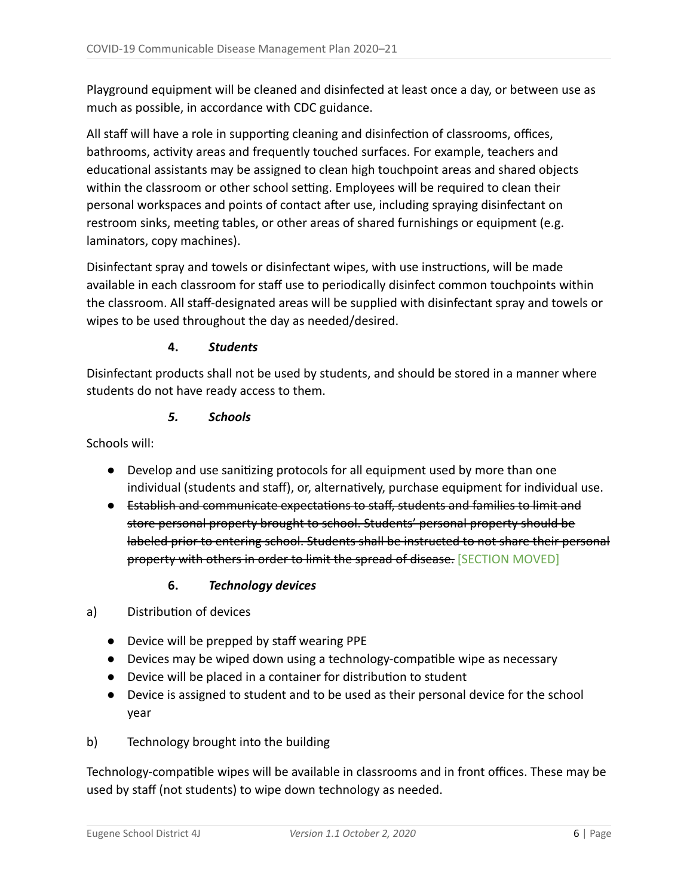Playground equipment will be cleaned and disinfected at least once a day, or between use as much as possible, in accordance with CDC guidance.

All staff will have a role in supporting cleaning and disinfection of classrooms, offices, bathrooms, activity areas and frequently touched surfaces. For example, teachers and educational assistants may be assigned to clean high touchpoint areas and shared objects within the classroom or other school setting. Employees will be required to clean their personal workspaces and points of contact after use, including spraying disinfectant on restroom sinks, meeting tables, or other areas of shared furnishings or equipment (e.g. laminators, copy machines).

Disinfectant spray and towels or disinfectant wipes, with use instructions, will be made available in each classroom for staff use to periodically disinfect common touchpoints within the classroom. All staff-designated areas will be supplied with disinfectant spray and towels or wipes to be used throughout the day as needed/desired.

#### 4. ***Students***

Disinfectant products shall not be used by students, and should be stored in a manner where students do not have ready access to them.

#### *5. Schools*

Schools will:

- Develop and use sanitizing protocols for all equipment used by more than one individual (students and staff), or, alternatively, purchase equipment for individual use.
- ~~Establish and communicate expectations to staff, students and families to limit and store personal property brought to school. Students' personal property should be labeled prior to entering school. Students shall be instructed to not share their personal property with others in order to limit the spread of disease.~~ [SECTION MOVED]

#### 6. ***Technology devices***

a) Distribution of devices

- Device will be prepped by staff wearing PPE
- Devices may be wiped down using a technology-compatible wipe as necessary
- Device will be placed in a container for distribution to student
- Device is assigned to student and to be used as their personal device for the school year

b) Technology brought into the building

Technology-compatible wipes will be available in classrooms and in front offices. These may be used by staff (not students) to wipe down technology as needed.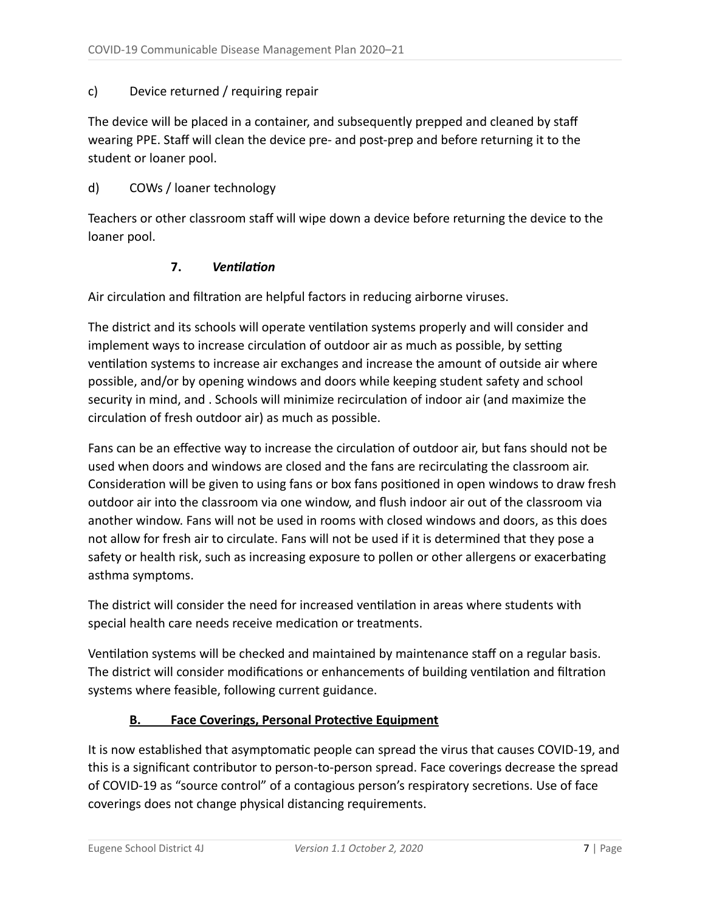c) Device returned / requiring repair

The device will be placed in a container, and subsequently prepped and cleaned by staff wearing PPE. Staff will clean the device pre- and post-prep and before returning it to the student or loaner pool.

d) COWs / loaner technology

Teachers or other classroom staff will wipe down a device before returning the device to the loaner pool.

#### 7. *Ventilation*

Air circulation and filtration are helpful factors in reducing airborne viruses.

The district and its schools will operate ventilation systems properly and will consider and implement ways to increase circulation of outdoor air as much as possible, by setting ventilation systems to increase air exchanges and increase the amount of outside air where possible, and/or by opening windows and doors while keeping student safety and school security in mind, and . Schools will minimize recirculation of indoor air (and maximize the circulation of fresh outdoor air) as much as possible.

Fans can be an effective way to increase the circulation of outdoor air, but fans should not be used when doors and windows are closed and the fans are recirculating the classroom air. Consideration will be given to using fans or box fans positioned in open windows to draw fresh outdoor air into the classroom via one window, and flush indoor air out of the classroom via another window. Fans will not be used in rooms with closed windows and doors, as this does not allow for fresh air to circulate. Fans will not be used if it is determined that they pose a safety or health risk, such as increasing exposure to pollen or other allergens or exacerbating asthma symptoms.

The district will consider the need for increased ventilation in areas where students with special health care needs receive medication or treatments.

Ventilation systems will be checked and maintained by maintenance staff on a regular basis. The district will consider modifications or enhancements of building ventilation and filtration systems where feasible, following current guidance.

### B. Face Coverings, Personal Protective Equipment

It is now established that asymptomatic people can spread the virus that causes COVID-19, and this is a significant contributor to person-to-person spread. Face coverings decrease the spread of COVID-19 as "source control" of a contagious person's respiratory secretions. Use of face coverings does not change physical distancing requirements.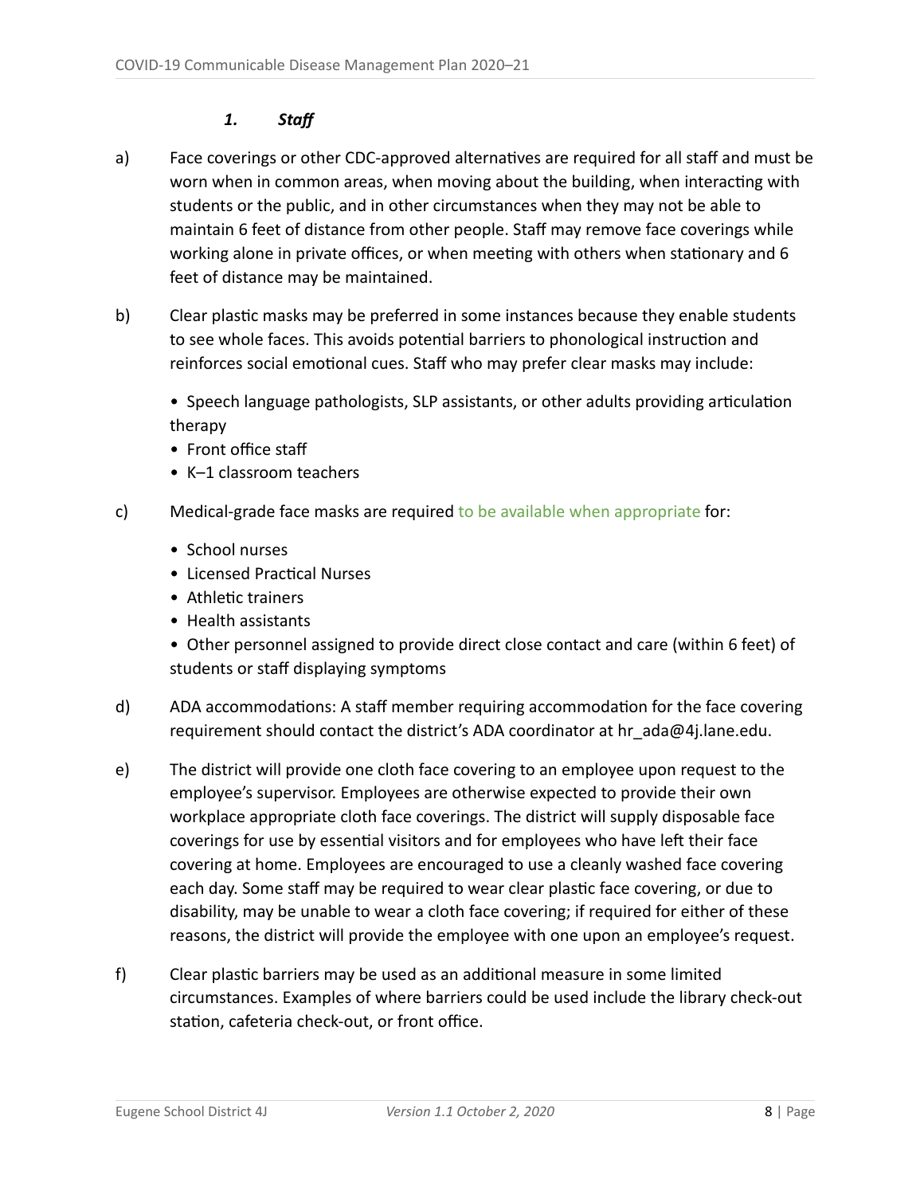### *1. Staff*

a) Face coverings or other CDC-approved alternatives are required for all staff and must be worn when in common areas, when moving about the building, when interacting with students or the public, and in other circumstances when they may not be able to maintain 6 feet of distance from other people. Staff may remove face coverings while working alone in private offices, or when meeting with others when stationary and 6 feet of distance may be maintained.

b) Clear plastic masks may be preferred in some instances because they enable students to see whole faces. This avoids potential barriers to phonological instruction and reinforces social emotional cues. Staff who may prefer clear masks may include:

- Speech language pathologists, SLP assistants, or other adults providing articulation therapy
- Front office staff
- K–1 classroom teachers

c) Medical-grade face masks are required to be available when appropriate for:

- School nurses
- Licensed Practical Nurses
- Athletic trainers
- Health assistants
- Other personnel assigned to provide direct close contact and care (within 6 feet) of students or staff displaying symptoms

d) ADA accommodations: A staff member requiring accommodation for the face covering requirement should contact the district's ADA coordinator at hr_ada@4j.lane.edu.

e) The district will provide one cloth face covering to an employee upon request to the employee's supervisor. Employees are otherwise expected to provide their own workplace appropriate cloth face coverings. The district will supply disposable face coverings for use by essential visitors and for employees who have left their face covering at home. Employees are encouraged to use a cleanly washed face covering each day. Some staff may be required to wear clear plastic face covering, or due to disability, may be unable to wear a cloth face covering; if required for either of these reasons, the district will provide the employee with one upon an employee's request.

f) Clear plastic barriers may be used as an additional measure in some limited circumstances. Examples of where barriers could be used include the library check-out station, cafeteria check-out, or front office.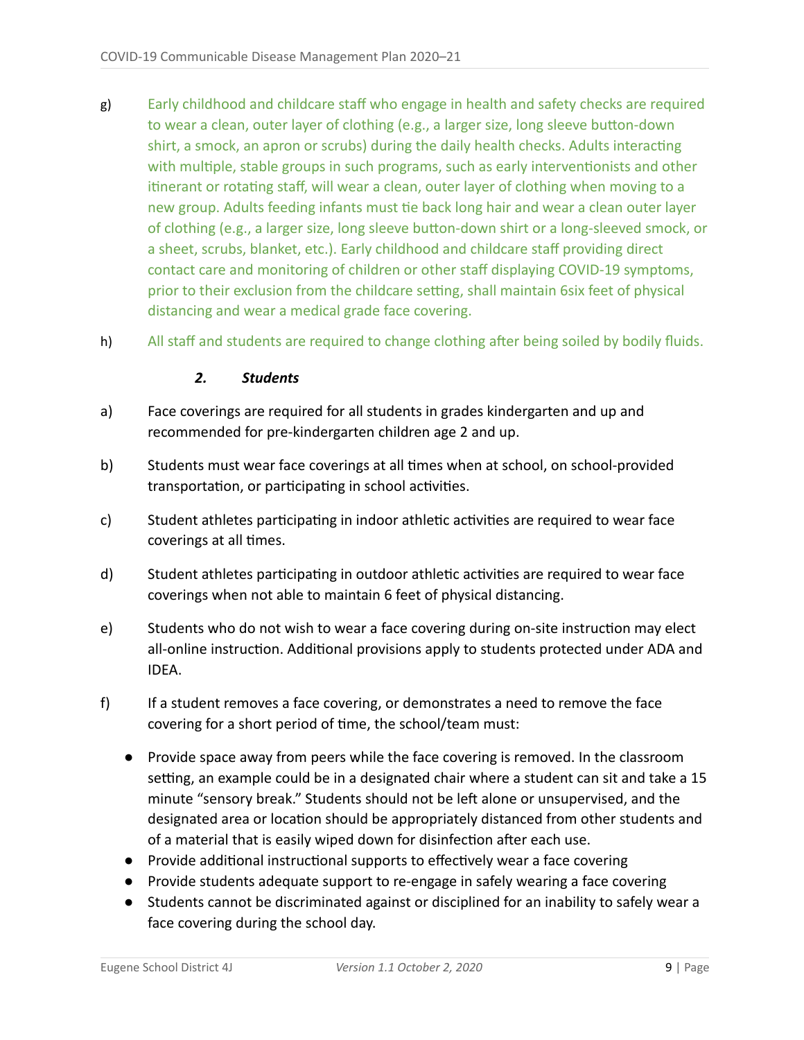g) Early childhood and childcare staff who engage in health and safety checks are required to wear a clean, outer layer of clothing (e.g., a larger size, long sleeve button-down shirt, a smock, an apron or scrubs) during the daily health checks. Adults interacting with multiple, stable groups in such programs, such as early interventionists and other itinerant or rotating staff, will wear a clean, outer layer of clothing when moving to a new group. Adults feeding infants must tie back long hair and wear a clean outer layer of clothing (e.g., a larger size, long sleeve button-down shirt or a long-sleeved smock, or a sheet, scrubs, blanket, etc.). Early childhood and childcare staff providing direct contact care and monitoring of children or other staff displaying COVID-19 symptoms, prior to their exclusion from the childcare setting, shall maintain 6six feet of physical distancing and wear a medical grade face covering.

h) All staff and students are required to change clothing after being soiled by bodily fluids.

### *2. Students*

a) Face coverings are required for all students in grades kindergarten and up and recommended for pre-kindergarten children age 2 and up.

b) Students must wear face coverings at all times when at school, on school-provided transportation, or participating in school activities.

c) Student athletes participating in indoor athletic activities are required to wear face coverings at all times.

d) Student athletes participating in outdoor athletic activities are required to wear face coverings when not able to maintain 6 feet of physical distancing.

e) Students who do not wish to wear a face covering during on-site instruction may elect all-online instruction. Additional provisions apply to students protected under ADA and IDEA.

f) If a student removes a face covering, or demonstrates a need to remove the face covering for a short period of time, the school/team must:

- Provide space away from peers while the face covering is removed. In the classroom setting, an example could be in a designated chair where a student can sit and take a 15 minute "sensory break." Students should not be left alone or unsupervised, and the designated area or location should be appropriately distanced from other students and of a material that is easily wiped down for disinfection after each use.
- Provide additional instructional supports to effectively wear a face covering
- Provide students adequate support to re-engage in safely wearing a face covering
- Students cannot be discriminated against or disciplined for an inability to safely wear a face covering during the school day.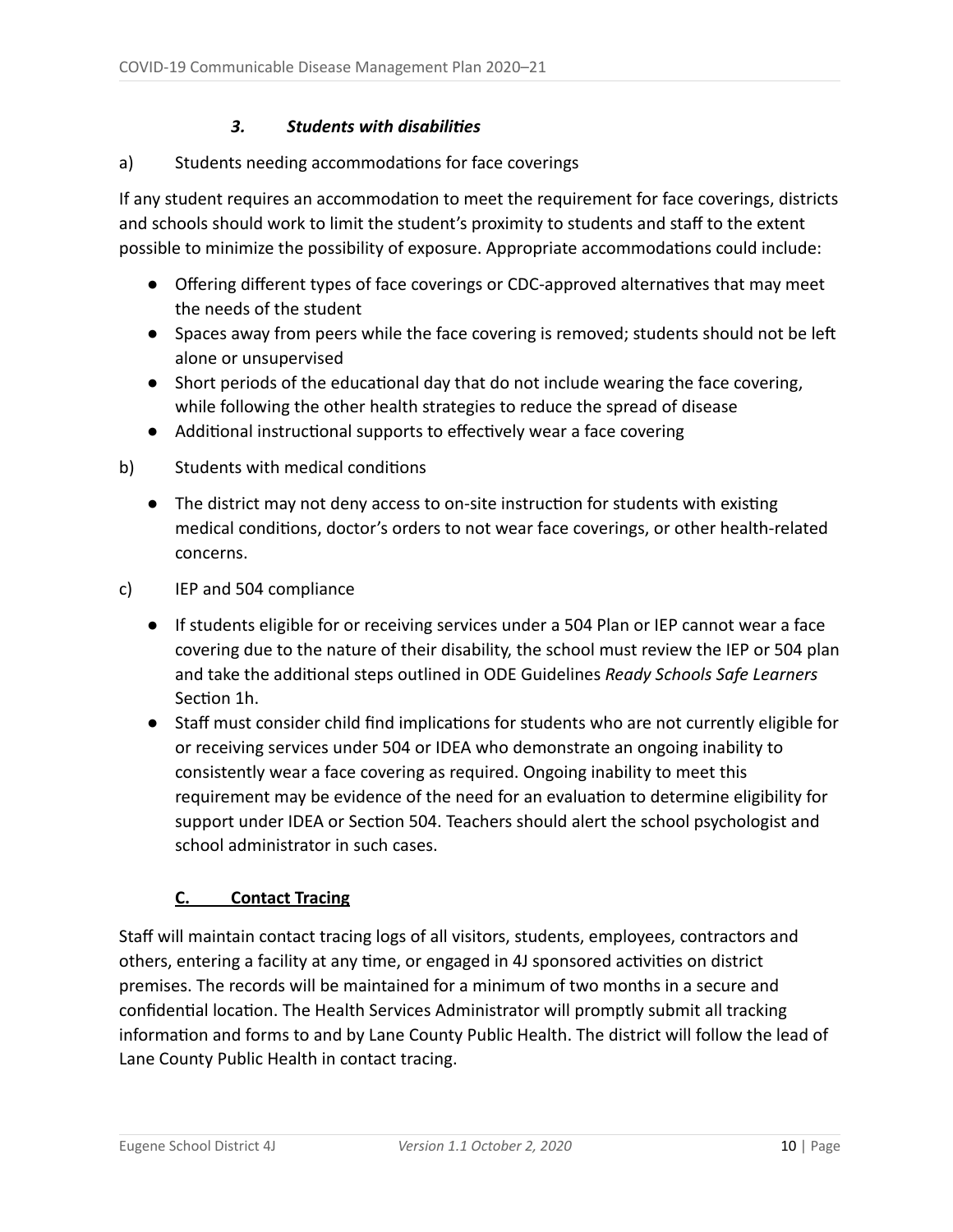### *3. Students with disabilities*

a) Students needing accommodations for face coverings

If any student requires an accommodation to meet the requirement for face coverings, districts and schools should work to limit the student's proximity to students and staff to the extent possible to minimize the possibility of exposure. Appropriate accommodations could include:

- Offering different types of face coverings or CDC-approved alternatives that may meet the needs of the student
- Spaces away from peers while the face covering is removed; students should not be left alone or unsupervised
- Short periods of the educational day that do not include wearing the face covering, while following the other health strategies to reduce the spread of disease
- Additional instructional supports to effectively wear a face covering

b) Students with medical conditions

- The district may not deny access to on-site instruction for students with existing medical conditions, doctor's orders to not wear face coverings, or other health-related concerns.

c) IEP and 504 compliance

- If students eligible for or receiving services under a 504 Plan or IEP cannot wear a face covering due to the nature of their disability, the school must review the IEP or 504 plan and take the additional steps outlined in ODE Guidelines *Ready Schools Safe Learners* Section 1h.
- Staff must consider child find implications for students who are not currently eligible for or receiving services under 504 or IDEA who demonstrate an ongoing inability to consistently wear a face covering as required. Ongoing inability to meet this requirement may be evidence of the need for an evaluation to determine eligibility for support under IDEA or Section 504. Teachers should alert the school psychologist and school administrator in such cases.

## C. Contact Tracing

Staff will maintain contact tracing logs of all visitors, students, employees, contractors and others, entering a facility at any time, or engaged in 4J sponsored activities on district premises. The records will be maintained for a minimum of two months in a secure and confidential location. The Health Services Administrator will promptly submit all tracking information and forms to and by Lane County Public Health. The district will follow the lead of Lane County Public Health in contact tracing.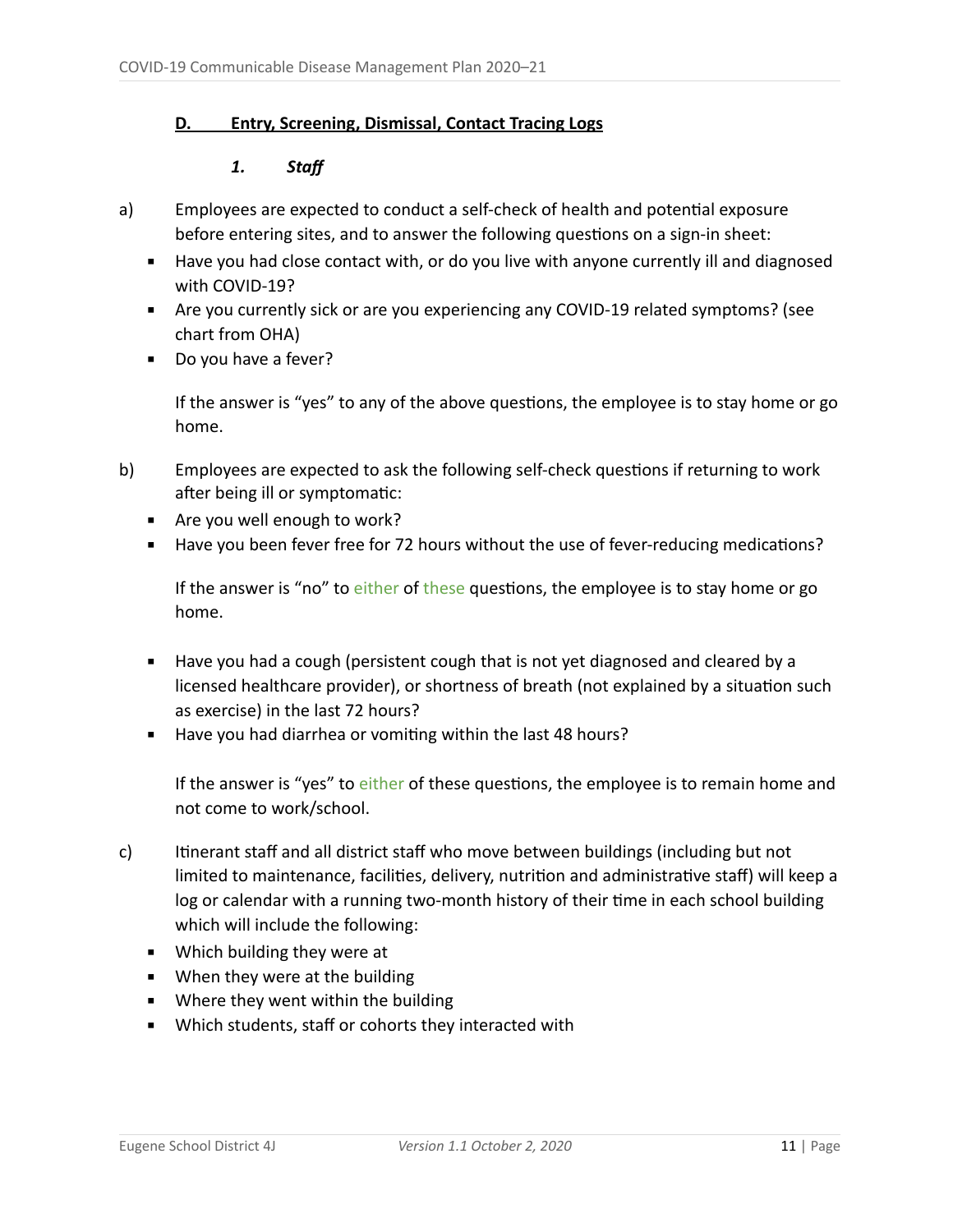## D. Entry, Screening, Dismissal, Contact Tracing Logs

### *1. Staff*

a) Employees are expected to conduct a self-check of health and potential exposure before entering sites, and to answer the following questions on a sign-in sheet:

- Have you had close contact with, or do you live with anyone currently ill and diagnosed with COVID-19?
- Are you currently sick or are you experiencing any COVID-19 related symptoms? (see chart from OHA)
- Do you have a fever?

  If the answer is "yes" to any of the above questions, the employee is to stay home or go home.

b) Employees are expected to ask the following self-check questions if returning to work after being ill or symptomatic:

- Are you well enough to work?
- Have you been fever free for 72 hours without the use of fever-reducing medications?

  If the answer is "no" to either of these questions, the employee is to stay home or go home.

- Have you had a cough (persistent cough that is not yet diagnosed and cleared by a licensed healthcare provider), or shortness of breath (not explained by a situation such as exercise) in the last 72 hours?
- Have you had diarrhea or vomiting within the last 48 hours?

  If the answer is "yes" to either of these questions, the employee is to remain home and not come to work/school.

c) Itinerant staff and all district staff who move between buildings (including but not limited to maintenance, facilities, delivery, nutrition and administrative staff) will keep a log or calendar with a running two-month history of their time in each school building which will include the following:

- Which building they were at
- When they were at the building
- Where they went within the building
- Which students, staff or cohorts they interacted with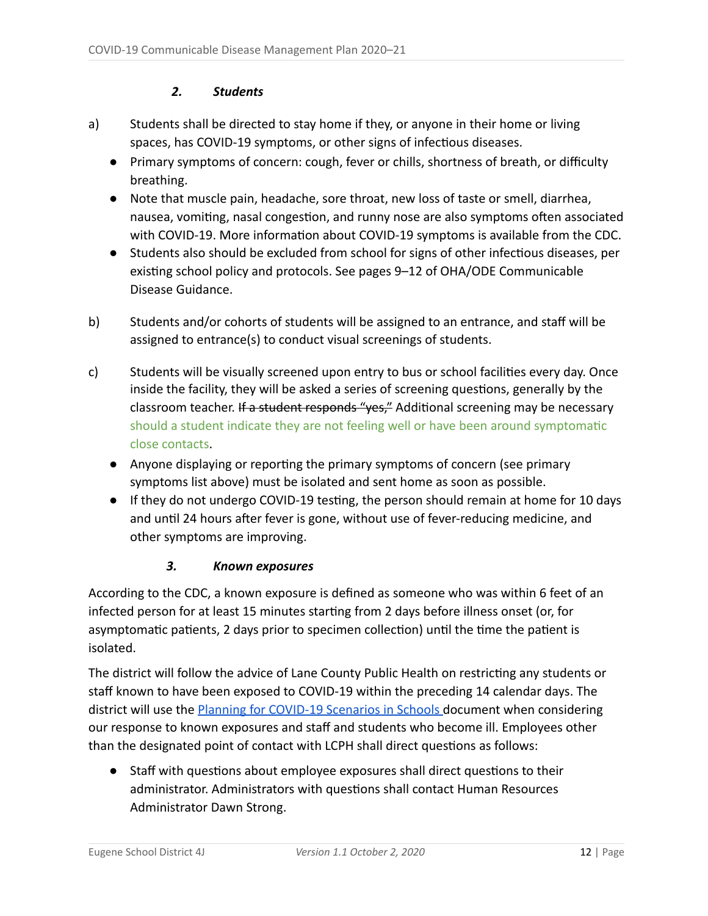### *2. Students*

a) Students shall be directed to stay home if they, or anyone in their home or living spaces, has COVID-19 symptoms, or other signs of infectious diseases.

- Primary symptoms of concern: cough, fever or chills, shortness of breath, or difficulty breathing.
- Note that muscle pain, headache, sore throat, new loss of taste or smell, diarrhea, nausea, vomiting, nasal congestion, and runny nose are also symptoms often associated with COVID-19. More information about COVID-19 symptoms is available from the CDC.
- Students also should be excluded from school for signs of other infectious diseases, per existing school policy and protocols. See pages 9–12 of OHA/ODE Communicable Disease Guidance.

b) Students and/or cohorts of students will be assigned to an entrance, and staff will be assigned to entrance(s) to conduct visual screenings of students.

c) Students will be visually screened upon entry to bus or school facilities every day. Once inside the facility, they will be asked a series of screening questions, generally by the classroom teacher. ~~If a student responds "yes,"~~ Additional screening may be necessary should a student indicate they are not feeling well or have been around symptomatic close contacts.

- Anyone displaying or reporting the primary symptoms of concern (see primary symptoms list above) must be isolated and sent home as soon as possible.
- If they do not undergo COVID-19 testing, the person should remain at home for 10 days and until 24 hours after fever is gone, without use of fever-reducing medicine, and other symptoms are improving.

### *3. Known exposures*

According to the CDC, a known exposure is defined as someone who was within 6 feet of an infected person for at least 15 minutes starting from 2 days before illness onset (or, for asymptomatic patients, 2 days prior to specimen collection) until the time the patient is isolated.

The district will follow the advice of Lane County Public Health on restricting any students or staff known to have been exposed to COVID-19 within the preceding 14 calendar days. The district will use the Planning for COVID-19 Scenarios in Schools document when considering our response to known exposures and staff and students who become ill. Employees other than the designated point of contact with LCPH shall direct questions as follows:

- Staff with questions about employee exposures shall direct questions to their administrator. Administrators with questions shall contact Human Resources Administrator Dawn Strong.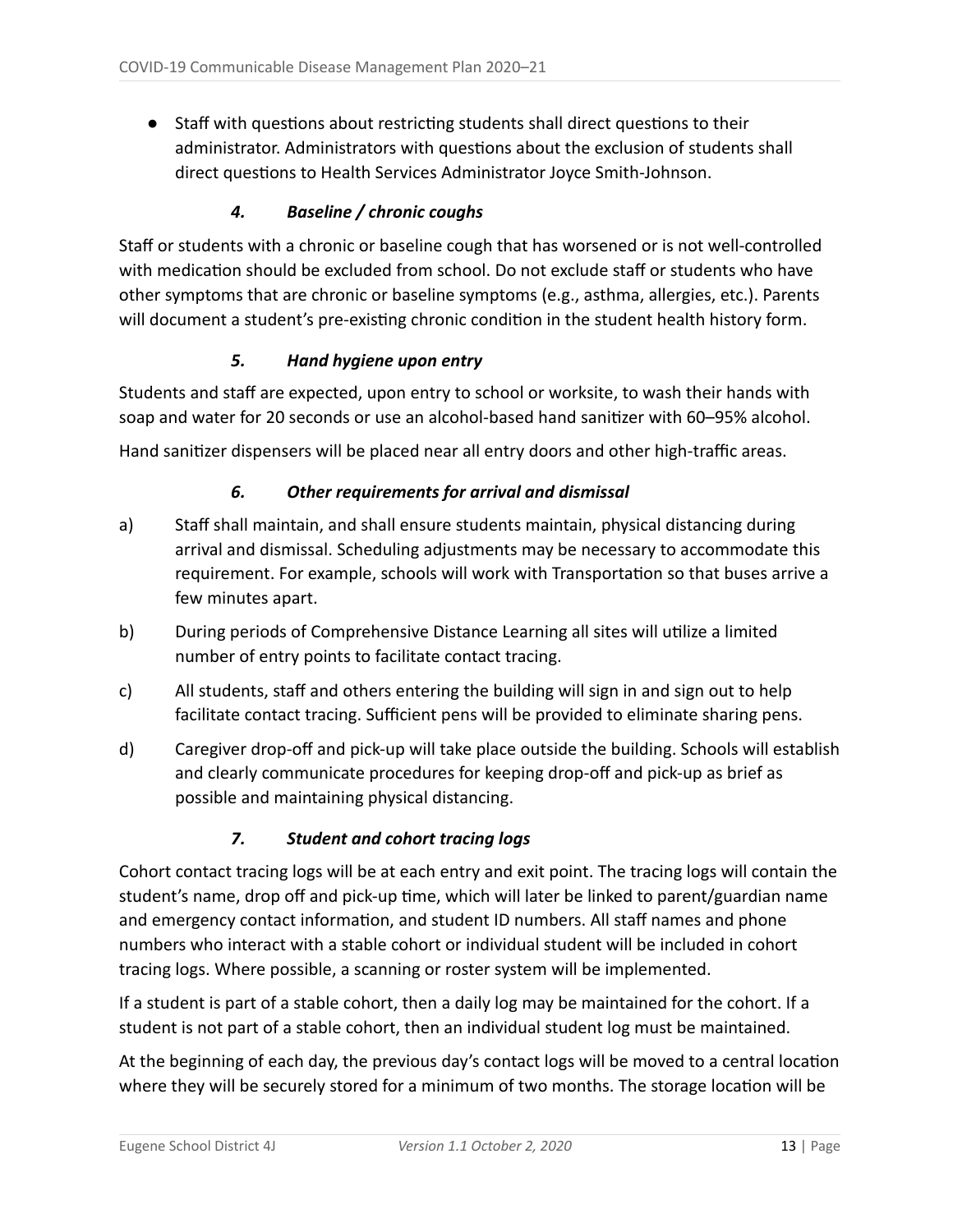- Staff with questions about restricting students shall direct questions to their administrator. Administrators with questions about the exclusion of students shall direct questions to Health Services Administrator Joyce Smith-Johnson.

#### *4. Baseline / chronic coughs*

Staff or students with a chronic or baseline cough that has worsened or is not well-controlled with medication should be excluded from school. Do not exclude staff or students who have other symptoms that are chronic or baseline symptoms (e.g., asthma, allergies, etc.). Parents will document a student's pre-existing chronic condition in the student health history form.

#### *5. Hand hygiene upon entry*

Students and staff are expected, upon entry to school or worksite, to wash their hands with soap and water for 20 seconds or use an alcohol-based hand sanitizer with 60–95% alcohol.

Hand sanitizer dispensers will be placed near all entry doors and other high-traffic areas.

#### *6. Other requirements for arrival and dismissal*

a) Staff shall maintain, and shall ensure students maintain, physical distancing during arrival and dismissal. Scheduling adjustments may be necessary to accommodate this requirement. For example, schools will work with Transportation so that buses arrive a few minutes apart.

b) During periods of Comprehensive Distance Learning all sites will utilize a limited number of entry points to facilitate contact tracing.

c) All students, staff and others entering the building will sign in and sign out to help facilitate contact tracing. Sufficient pens will be provided to eliminate sharing pens.

d) Caregiver drop-off and pick-up will take place outside the building. Schools will establish and clearly communicate procedures for keeping drop-off and pick-up as brief as possible and maintaining physical distancing.

#### *7. Student and cohort tracing logs*

Cohort contact tracing logs will be at each entry and exit point. The tracing logs will contain the student's name, drop off and pick-up time, which will later be linked to parent/guardian name and emergency contact information, and student ID numbers. All staff names and phone numbers who interact with a stable cohort or individual student will be included in cohort tracing logs. Where possible, a scanning or roster system will be implemented.

If a student is part of a stable cohort, then a daily log may be maintained for the cohort. If a student is not part of a stable cohort, then an individual student log must be maintained.

At the beginning of each day, the previous day's contact logs will be moved to a central location where they will be securely stored for a minimum of two months. The storage location will be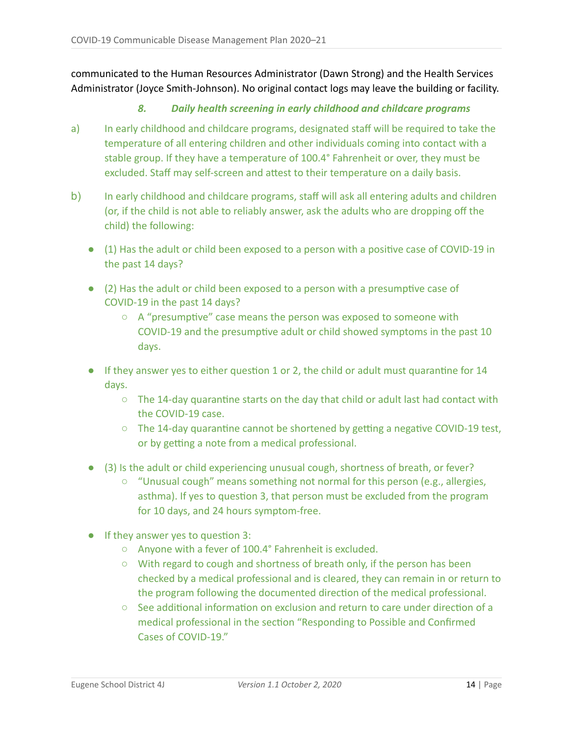communicated to the Human Resources Administrator (Dawn Strong) and the Health Services Administrator (Joyce Smith-Johnson). No original contact logs may leave the building or facility.

### *8. Daily health screening in early childhood and childcare programs*

a) In early childhood and childcare programs, designated staff will be required to take the temperature of all entering children and other individuals coming into contact with a stable group. If they have a temperature of 100.4° Fahrenheit or over, they must be excluded. Staff may self-screen and attest to their temperature on a daily basis.

b) In early childhood and childcare programs, staff will ask all entering adults and children (or, if the child is not able to reliably answer, ask the adults who are dropping off the child) the following:

- (1) Has the adult or child been exposed to a person with a positive case of COVID-19 in the past 14 days?
- (2) Has the adult or child been exposed to a person with a presumptive case of COVID-19 in the past 14 days?
  - A "presumptive" case means the person was exposed to someone with COVID-19 and the presumptive adult or child showed symptoms in the past 10 days.
- If they answer yes to either question 1 or 2, the child or adult must quarantine for 14 days.
  - The 14-day quarantine starts on the day that child or adult last had contact with the COVID-19 case.
  - The 14-day quarantine cannot be shortened by getting a negative COVID-19 test, or by getting a note from a medical professional.
- (3) Is the adult or child experiencing unusual cough, shortness of breath, or fever?
  - "Unusual cough" means something not normal for this person (e.g., allergies, asthma). If yes to question 3, that person must be excluded from the program for 10 days, and 24 hours symptom-free.
- If they answer yes to question 3:
  - Anyone with a fever of 100.4° Fahrenheit is excluded.
  - With regard to cough and shortness of breath only, if the person has been checked by a medical professional and is cleared, they can remain in or return to the program following the documented direction of the medical professional.
  - See additional information on exclusion and return to care under direction of a medical professional in the section "Responding to Possible and Confirmed Cases of COVID-19."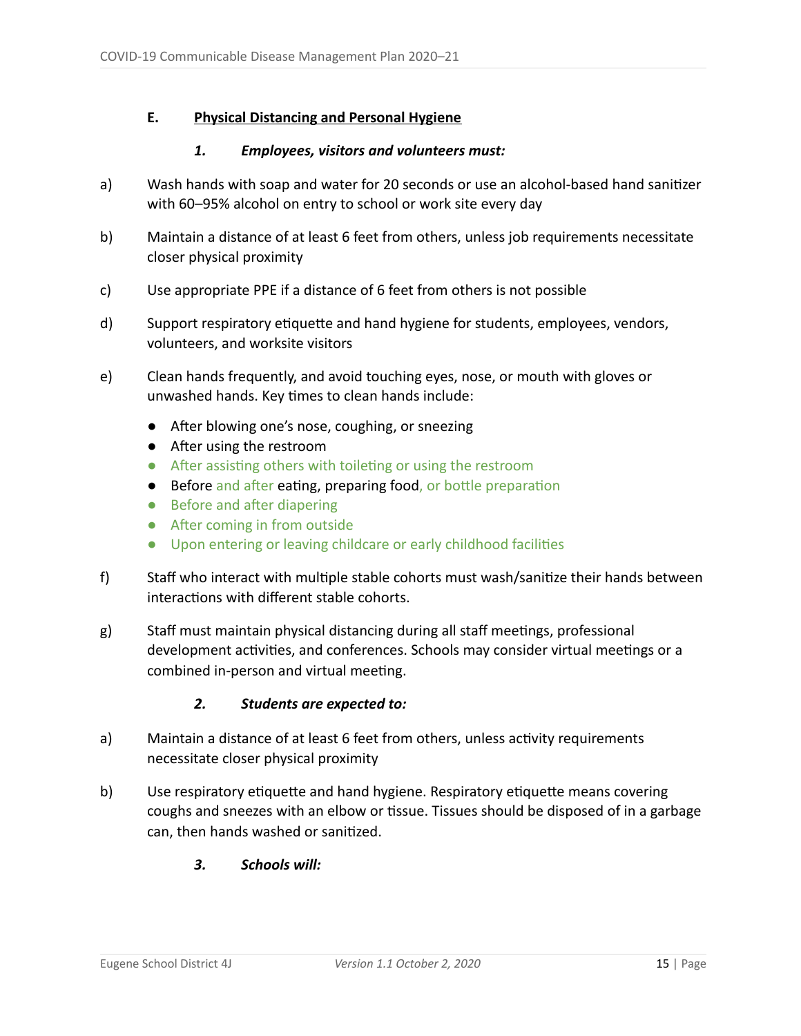## E. Physical Distancing and Personal Hygiene

### *1. Employees, visitors and volunteers must:*

a) Wash hands with soap and water for 20 seconds or use an alcohol-based hand sanitizer with 60–95% alcohol on entry to school or work site every day

b) Maintain a distance of at least 6 feet from others, unless job requirements necessitate closer physical proximity

c) Use appropriate PPE if a distance of 6 feet from others is not possible

d) Support respiratory etiquette and hand hygiene for students, employees, vendors, volunteers, and worksite visitors

e) Clean hands frequently, and avoid touching eyes, nose, or mouth with gloves or unwashed hands. Key times to clean hands include:

- After blowing one's nose, coughing, or sneezing
- After using the restroom
- After assisting others with toileting or using the restroom
- Before and after eating, preparing food, or bottle preparation
- Before and after diapering
- After coming in from outside
- Upon entering or leaving childcare or early childhood facilities

f) Staff who interact with multiple stable cohorts must wash/sanitize their hands between interactions with different stable cohorts.

g) Staff must maintain physical distancing during all staff meetings, professional development activities, and conferences. Schools may consider virtual meetings or a combined in-person and virtual meeting.

### *2. Students are expected to:*

a) Maintain a distance of at least 6 feet from others, unless activity requirements necessitate closer physical proximity

b) Use respiratory etiquette and hand hygiene. Respiratory etiquette means covering coughs and sneezes with an elbow or tissue. Tissues should be disposed of in a garbage can, then hands washed or sanitized.

### *3. Schools will:*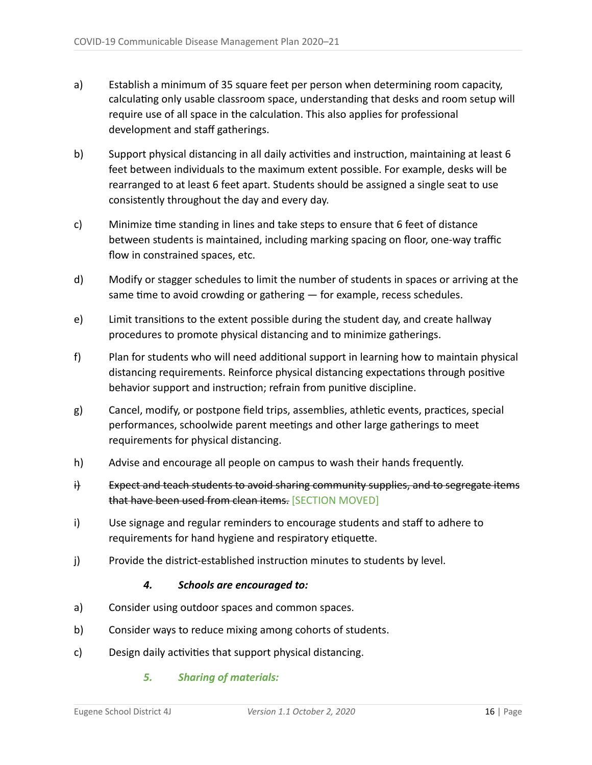a) Establish a minimum of 35 square feet per person when determining room capacity, calculating only usable classroom space, understanding that desks and room setup will require use of all space in the calculation. This also applies for professional development and staff gatherings.

b) Support physical distancing in all daily activities and instruction, maintaining at least 6 feet between individuals to the maximum extent possible. For example, desks will be rearranged to at least 6 feet apart. Students should be assigned a single seat to use consistently throughout the day and every day.

c) Minimize time standing in lines and take steps to ensure that 6 feet of distance between students is maintained, including marking spacing on floor, one-way traffic flow in constrained spaces, etc.

d) Modify or stagger schedules to limit the number of students in spaces or arriving at the same time to avoid crowding or gathering — for example, recess schedules.

e) Limit transitions to the extent possible during the student day, and create hallway procedures to promote physical distancing and to minimize gatherings.

f) Plan for students who will need additional support in learning how to maintain physical distancing requirements. Reinforce physical distancing expectations through positive behavior support and instruction; refrain from punitive discipline.

g) Cancel, modify, or postpone field trips, assemblies, athletic events, practices, special performances, schoolwide parent meetings and other large gatherings to meet requirements for physical distancing.

h) Advise and encourage all people on campus to wash their hands frequently.

~~i) Expect and teach students to avoid sharing community supplies, and to segregate items that have been used from clean items.~~ [SECTION MOVED]

i) Use signage and regular reminders to encourage students and staff to adhere to requirements for hand hygiene and respiratory etiquette.

j) Provide the district-established instruction minutes to students by level.

***4. Schools are encouraged to:***

a) Consider using outdoor spaces and common spaces.

b) Consider ways to reduce mixing among cohorts of students.

c) Design daily activities that support physical distancing.

***5. Sharing of materials:***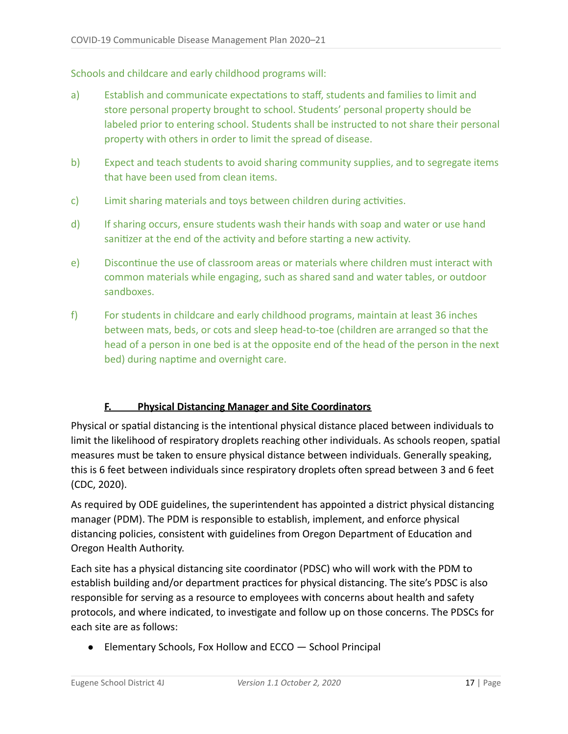Schools and childcare and early childhood programs will:

a) Establish and communicate expectations to staff, students and families to limit and store personal property brought to school. Students' personal property should be labeled prior to entering school. Students shall be instructed to not share their personal property with others in order to limit the spread of disease.

b) Expect and teach students to avoid sharing community supplies, and to segregate items that have been used from clean items.

c) Limit sharing materials and toys between children during activities.

d) If sharing occurs, ensure students wash their hands with soap and water or use hand sanitizer at the end of the activity and before starting a new activity.

e) Discontinue the use of classroom areas or materials where children must interact with common materials while engaging, such as shared sand and water tables, or outdoor sandboxes.

f) For students in childcare and early childhood programs, maintain at least 36 inches between mats, beds, or cots and sleep head-to-toe (children are arranged so that the head of a person in one bed is at the opposite end of the head of the person in the next bed) during naptime and overnight care.

### F. Physical Distancing Manager and Site Coordinators

Physical or spatial distancing is the intentional physical distance placed between individuals to limit the likelihood of respiratory droplets reaching other individuals. As schools reopen, spatial measures must be taken to ensure physical distance between individuals. Generally speaking, this is 6 feet between individuals since respiratory droplets often spread between 3 and 6 feet (CDC, 2020).

As required by ODE guidelines, the superintendent has appointed a district physical distancing manager (PDM). The PDM is responsible to establish, implement, and enforce physical distancing policies, consistent with guidelines from Oregon Department of Education and Oregon Health Authority.

Each site has a physical distancing site coordinator (PDSC) who will work with the PDM to establish building and/or department practices for physical distancing. The site's PDSC is also responsible for serving as a resource to employees with concerns about health and safety protocols, and where indicated, to investigate and follow up on those concerns. The PDSCs for each site are as follows:

- Elementary Schools, Fox Hollow and ECCO — School Principal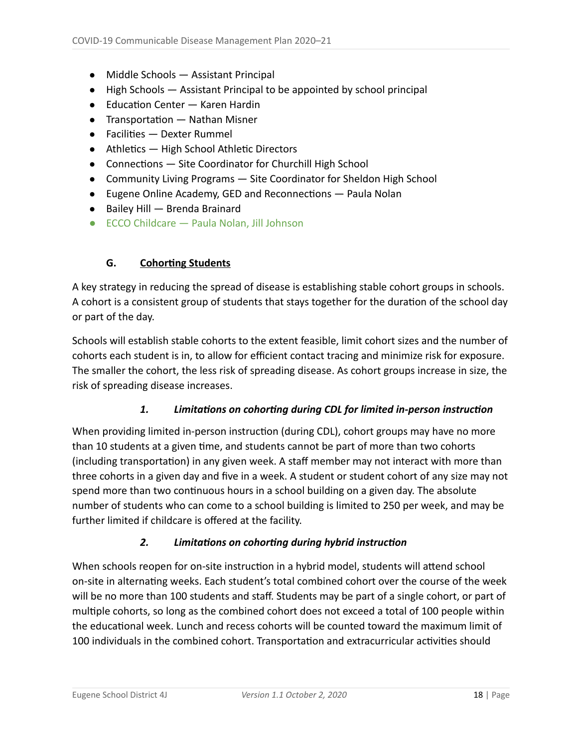- Middle Schools — Assistant Principal
- High Schools — Assistant Principal to be appointed by school principal
- Education Center — Karen Hardin
- Transportation — Nathan Misner
- Facilities — Dexter Rummel
- Athletics — High School Athletic Directors
- Connections — Site Coordinator for Churchill High School
- Community Living Programs — Site Coordinator for Sheldon High School
- Eugene Online Academy, GED and Reconnections — Paula Nolan
- Bailey Hill — Brenda Brainard
- ECCO Childcare — Paula Nolan, Jill Johnson

### G. Cohorting Students

A key strategy in reducing the spread of disease is establishing stable cohort groups in schools. A cohort is a consistent group of students that stays together for the duration of the school day or part of the day.

Schools will establish stable cohorts to the extent feasible, limit cohort sizes and the number of cohorts each student is in, to allow for efficient contact tracing and minimize risk for exposure. The smaller the cohort, the less risk of spreading disease. As cohort groups increase in size, the risk of spreading disease increases.

#### *1. Limitations on cohorting during CDL for limited in-person instruction*

When providing limited in-person instruction (during CDL), cohort groups may have no more than 10 students at a given time, and students cannot be part of more than two cohorts (including transportation) in any given week. A staff member may not interact with more than three cohorts in a given day and five in a week. A student or student cohort of any size may not spend more than two continuous hours in a school building on a given day. The absolute number of students who can come to a school building is limited to 250 per week, and may be further limited if childcare is offered at the facility.

#### *2. Limitations on cohorting during hybrid instruction*

When schools reopen for on-site instruction in a hybrid model, students will attend school on-site in alternating weeks. Each student's total combined cohort over the course of the week will be no more than 100 students and staff. Students may be part of a single cohort, or part of multiple cohorts, so long as the combined cohort does not exceed a total of 100 people within the educational week. Lunch and recess cohorts will be counted toward the maximum limit of 100 individuals in the combined cohort. Transportation and extracurricular activities should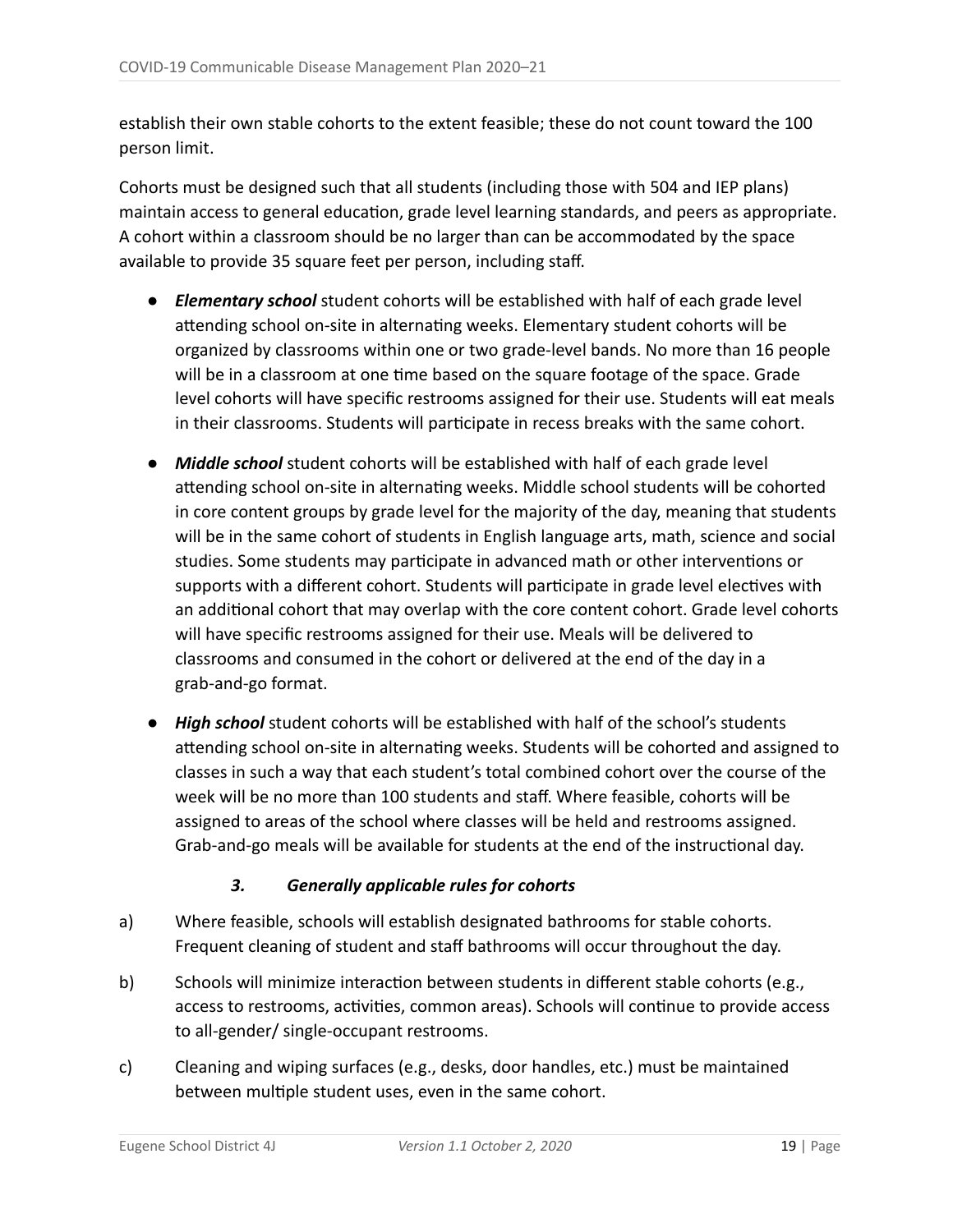establish their own stable cohorts to the extent feasible; these do not count toward the 100 person limit.

Cohorts must be designed such that all students (including those with 504 and IEP plans) maintain access to general education, grade level learning standards, and peers as appropriate. A cohort within a classroom should be no larger than can be accommodated by the space available to provide 35 square feet per person, including staff.

- ***Elementary school*** student cohorts will be established with half of each grade level attending school on-site in alternating weeks. Elementary student cohorts will be organized by classrooms within one or two grade-level bands. No more than 16 people will be in a classroom at one time based on the square footage of the space. Grade level cohorts will have specific restrooms assigned for their use. Students will eat meals in their classrooms. Students will participate in recess breaks with the same cohort.
- ***Middle school*** student cohorts will be established with half of each grade level attending school on-site in alternating weeks. Middle school students will be cohorted in core content groups by grade level for the majority of the day, meaning that students will be in the same cohort of students in English language arts, math, science and social studies. Some students may participate in advanced math or other interventions or supports with a different cohort. Students will participate in grade level electives with an additional cohort that may overlap with the core content cohort. Grade level cohorts will have specific restrooms assigned for their use. Meals will be delivered to classrooms and consumed in the cohort or delivered at the end of the day in a grab-and-go format.
- ***High school*** student cohorts will be established with half of the school's students attending school on-site in alternating weeks. Students will be cohorted and assigned to classes in such a way that each student's total combined cohort over the course of the week will be no more than 100 students and staff. Where feasible, cohorts will be assigned to areas of the school where classes will be held and restrooms assigned. Grab-and-go meals will be available for students at the end of the instructional day.

### ***3. Generally applicable rules for cohorts***

a) Where feasible, schools will establish designated bathrooms for stable cohorts. Frequent cleaning of student and staff bathrooms will occur throughout the day.

b) Schools will minimize interaction between students in different stable cohorts (e.g., access to restrooms, activities, common areas). Schools will continue to provide access to all-gender/ single-occupant restrooms.

c) Cleaning and wiping surfaces (e.g., desks, door handles, etc.) must be maintained between multiple student uses, even in the same cohort.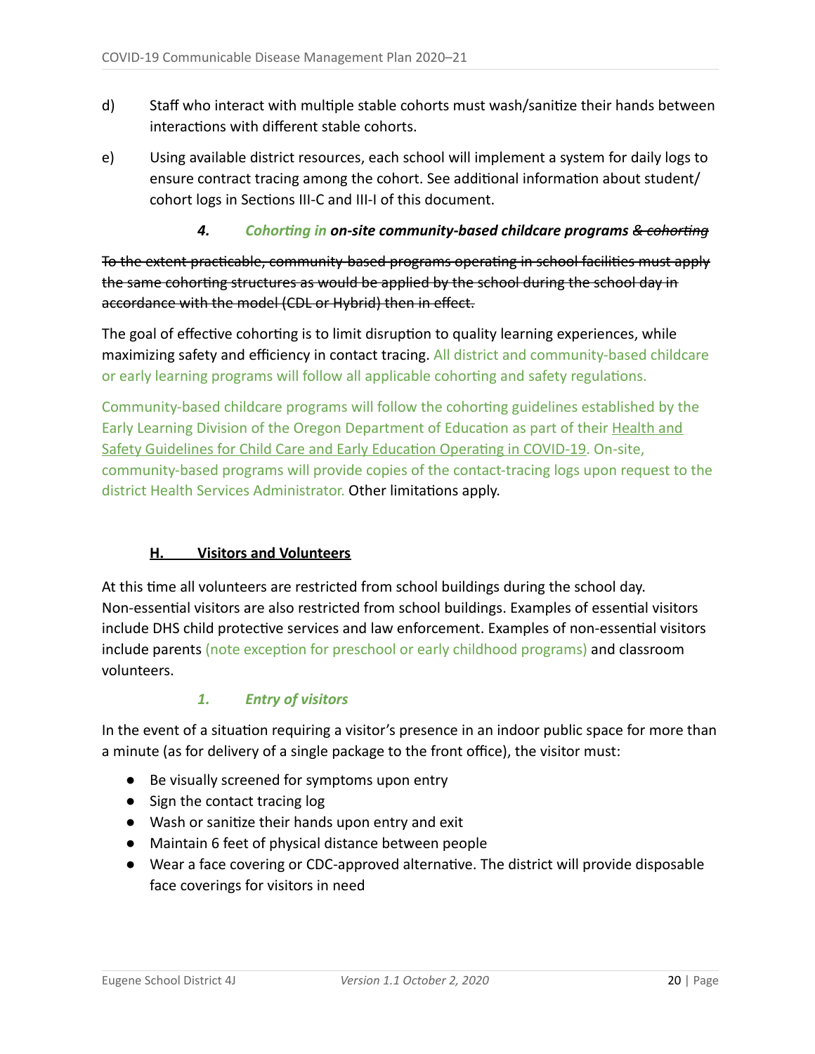d) Staff who interact with multiple stable cohorts must wash/sanitize their hands between interactions with different stable cohorts.

e) Using available district resources, each school will implement a system for daily logs to ensure contract tracing among the cohort. See additional information about student/cohort logs in Sections III-C and III-I of this document.

#### *4. Cohorting in **on-site community-based childcare programs*** ~~*& cohorting*~~

~~To the extent practicable, community-based programs operating in school facilities must apply the same cohorting structures as would be applied by the school during the school day in accordance with the model (CDL or Hybrid) then in effect.~~

The goal of effective cohorting is to limit disruption to quality learning experiences, while maximizing safety and efficiency in contact tracing. All district and community-based childcare or early learning programs will follow all applicable cohorting and safety regulations.

Community-based childcare programs will follow the cohorting guidelines established by the Early Learning Division of the Oregon Department of Education as part of their Health and Safety Guidelines for Child Care and Early Education Operating in COVID-19. On-site, community-based programs will provide copies of the contact-tracing logs upon request to the district Health Services Administrator. Other limitations apply.

### H. Visitors and Volunteers

At this time all volunteers are restricted from school buildings during the school day. Non-essential visitors are also restricted from school buildings. Examples of essential visitors include DHS child protective services and law enforcement. Examples of non-essential visitors include parents (note exception for preschool or early childhood programs) and classroom volunteers.

#### *1. Entry of visitors*

In the event of a situation requiring a visitor's presence in an indoor public space for more than a minute (as for delivery of a single package to the front office), the visitor must:

- Be visually screened for symptoms upon entry
- Sign the contact tracing log
- Wash or sanitize their hands upon entry and exit
- Maintain 6 feet of physical distance between people
- Wear a face covering or CDC-approved alternative. The district will provide disposable face coverings for visitors in need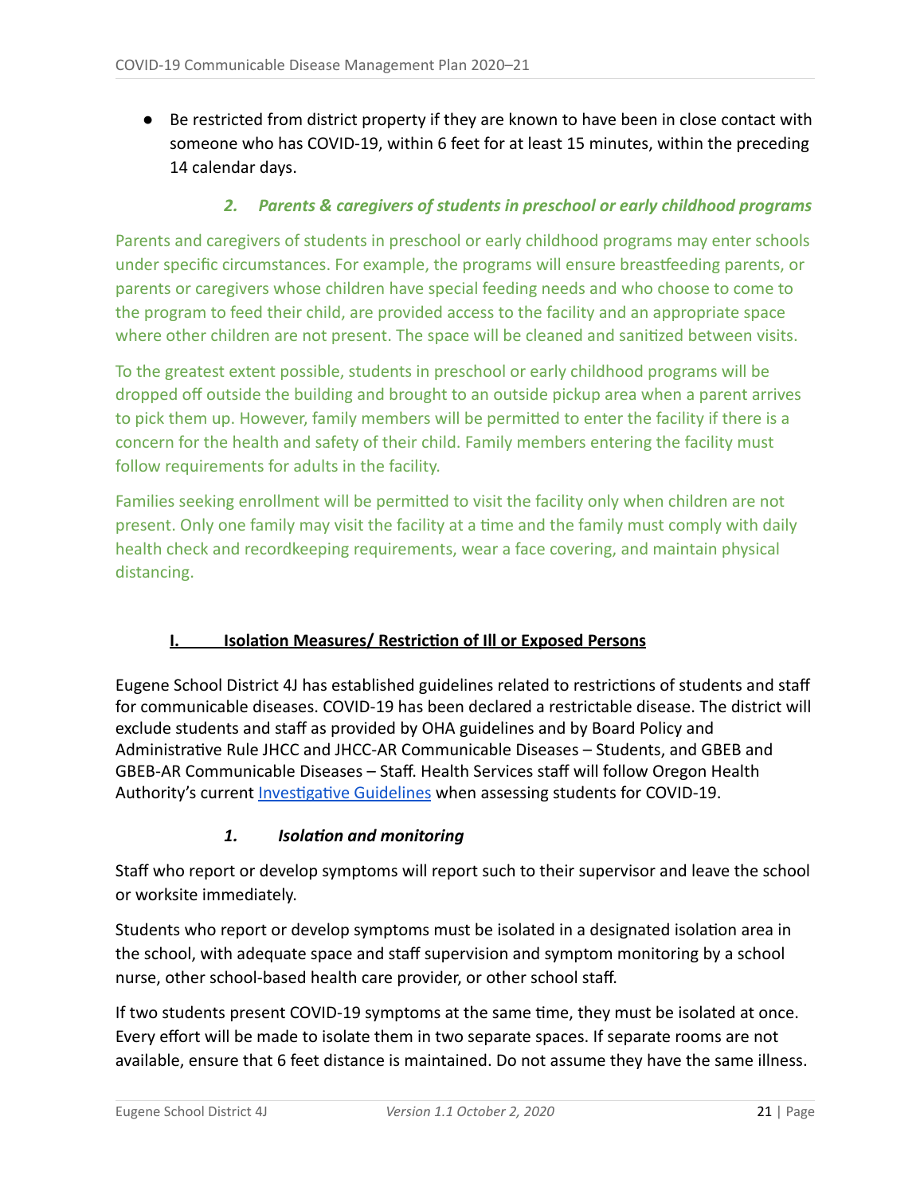- Be restricted from district property if they are known to have been in close contact with someone who has COVID-19, within 6 feet for at least 15 minutes, within the preceding 14 calendar days.

#### *2. Parents & caregivers of students in preschool or early childhood programs*

Parents and caregivers of students in preschool or early childhood programs may enter schools under specific circumstances. For example, the programs will ensure breastfeeding parents, or parents or caregivers whose children have special feeding needs and who choose to come to the program to feed their child, are provided access to the facility and an appropriate space where other children are not present. The space will be cleaned and sanitized between visits.

To the greatest extent possible, students in preschool or early childhood programs will be dropped off outside the building and brought to an outside pickup area when a parent arrives to pick them up. However, family members will be permitted to enter the facility if there is a concern for the health and safety of their child. Family members entering the facility must follow requirements for adults in the facility.

Families seeking enrollment will be permitted to visit the facility only when children are not present. Only one family may visit the facility at a time and the family must comply with daily health check and recordkeeping requirements, wear a face covering, and maintain physical distancing.

### I. Isolation Measures/ Restriction of Ill or Exposed Persons

Eugene School District 4J has established guidelines related to restrictions of students and staff for communicable diseases. COVID-19 has been declared a restrictable disease. The district will exclude students and staff as provided by OHA guidelines and by Board Policy and Administrative Rule JHCC and JHCC-AR Communicable Diseases – Students, and GBEB and GBEB-AR Communicable Diseases – Staff. Health Services staff will follow Oregon Health Authority's current Investigative Guidelines when assessing students for COVID-19.

#### *1. Isolation and monitoring*

Staff who report or develop symptoms will report such to their supervisor and leave the school or worksite immediately.

Students who report or develop symptoms must be isolated in a designated isolation area in the school, with adequate space and staff supervision and symptom monitoring by a school nurse, other school-based health care provider, or other school staff.

If two students present COVID-19 symptoms at the same time, they must be isolated at once. Every effort will be made to isolate them in two separate spaces. If separate rooms are not available, ensure that 6 feet distance is maintained. Do not assume they have the same illness.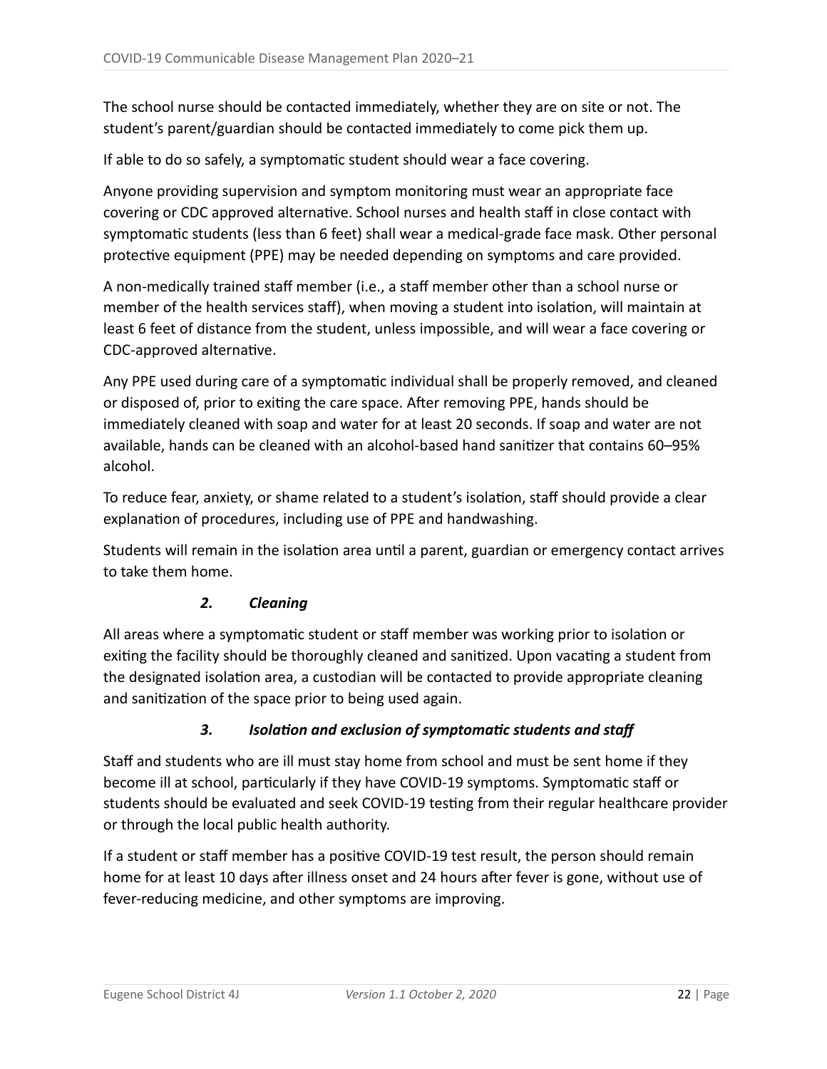The school nurse should be contacted immediately, whether they are on site or not. The student's parent/guardian should be contacted immediately to come pick them up.

If able to do so safely, a symptomatic student should wear a face covering.

Anyone providing supervision and symptom monitoring must wear an appropriate face covering or CDC approved alternative. School nurses and health staff in close contact with symptomatic students (less than 6 feet) shall wear a medical-grade face mask. Other personal protective equipment (PPE) may be needed depending on symptoms and care provided.

A non-medically trained staff member (i.e., a staff member other than a school nurse or member of the health services staff), when moving a student into isolation, will maintain at least 6 feet of distance from the student, unless impossible, and will wear a face covering or CDC-approved alternative.

Any PPE used during care of a symptomatic individual shall be properly removed, and cleaned or disposed of, prior to exiting the care space. After removing PPE, hands should be immediately cleaned with soap and water for at least 20 seconds. If soap and water are not available, hands can be cleaned with an alcohol-based hand sanitizer that contains 60–95% alcohol.

To reduce fear, anxiety, or shame related to a student's isolation, staff should provide a clear explanation of procedures, including use of PPE and handwashing.

Students will remain in the isolation area until a parent, guardian or emergency contact arrives to take them home.

### *2. Cleaning*

All areas where a symptomatic student or staff member was working prior to isolation or exiting the facility should be thoroughly cleaned and sanitized. Upon vacating a student from the designated isolation area, a custodian will be contacted to provide appropriate cleaning and sanitization of the space prior to being used again.

### *3. Isolation and exclusion of symptomatic students and staff*

Staff and students who are ill must stay home from school and must be sent home if they become ill at school, particularly if they have COVID-19 symptoms. Symptomatic staff or students should be evaluated and seek COVID-19 testing from their regular healthcare provider or through the local public health authority.

If a student or staff member has a positive COVID-19 test result, the person should remain home for at least 10 days after illness onset and 24 hours after fever is gone, without use of fever-reducing medicine, and other symptoms are improving.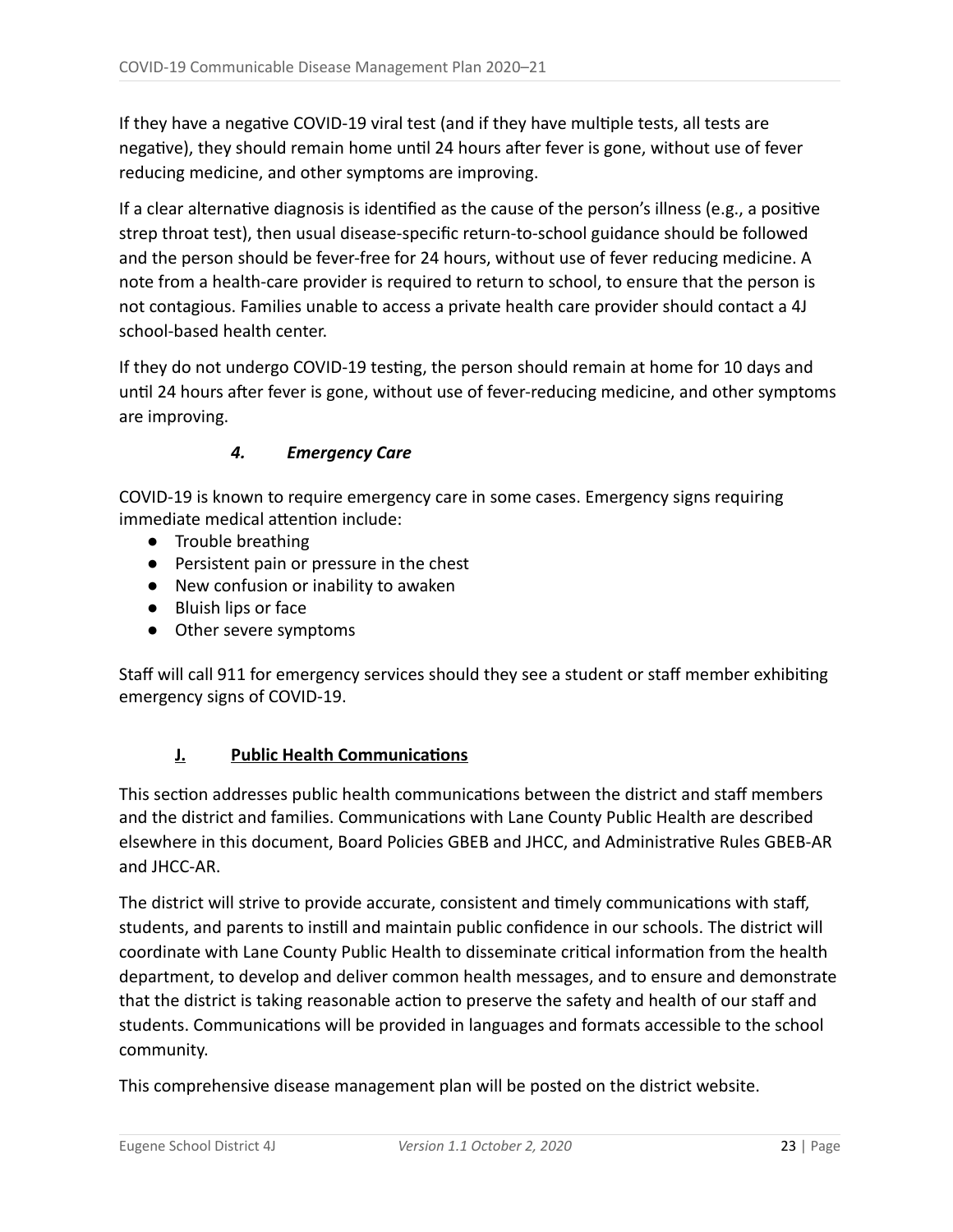If they have a negative COVID-19 viral test (and if they have multiple tests, all tests are negative), they should remain home until 24 hours after fever is gone, without use of fever reducing medicine, and other symptoms are improving.

If a clear alternative diagnosis is identified as the cause of the person's illness (e.g., a positive strep throat test), then usual disease-specific return-to-school guidance should be followed and the person should be fever-free for 24 hours, without use of fever reducing medicine. A note from a health-care provider is required to return to school, to ensure that the person is not contagious. Families unable to access a private health care provider should contact a 4J school-based health center.

If they do not undergo COVID-19 testing, the person should remain at home for 10 days and until 24 hours after fever is gone, without use of fever-reducing medicine, and other symptoms are improving.

#### *4. Emergency Care*

COVID-19 is known to require emergency care in some cases. Emergency signs requiring immediate medical attention include:

- Trouble breathing
- Persistent pain or pressure in the chest
- New confusion or inability to awaken
- Bluish lips or face
- Other severe symptoms

Staff will call 911 for emergency services should they see a student or staff member exhibiting emergency signs of COVID-19.

### J. Public Health Communications

This section addresses public health communications between the district and staff members and the district and families. Communications with Lane County Public Health are described elsewhere in this document, Board Policies GBEB and JHCC, and Administrative Rules GBEB-AR and JHCC-AR.

The district will strive to provide accurate, consistent and timely communications with staff, students, and parents to instill and maintain public confidence in our schools. The district will coordinate with Lane County Public Health to disseminate critical information from the health department, to develop and deliver common health messages, and to ensure and demonstrate that the district is taking reasonable action to preserve the safety and health of our staff and students. Communications will be provided in languages and formats accessible to the school community.

This comprehensive disease management plan will be posted on the district website.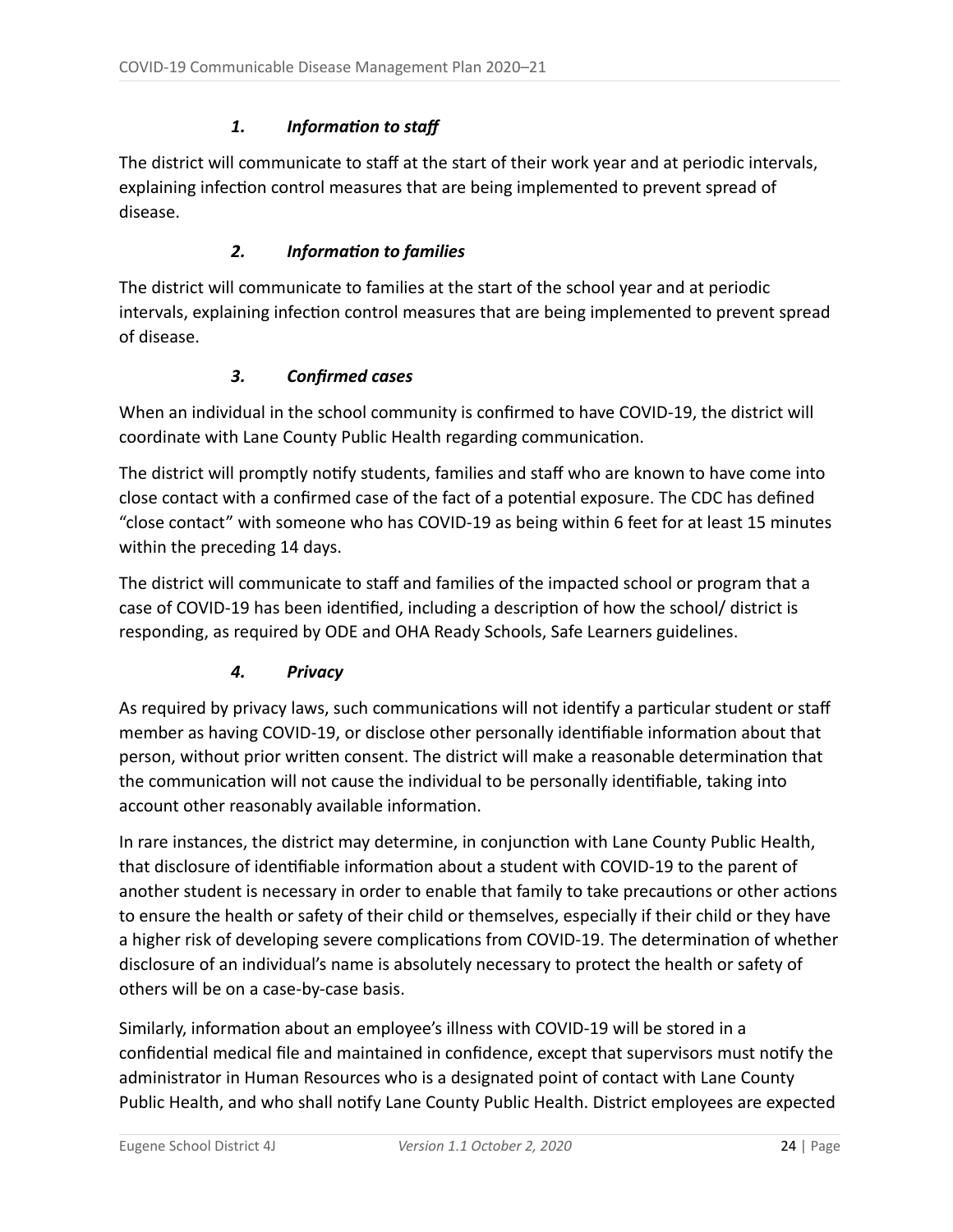### *1. Information to staff*

The district will communicate to staff at the start of their work year and at periodic intervals, explaining infection control measures that are being implemented to prevent spread of disease.

### *2. Information to families*

The district will communicate to families at the start of the school year and at periodic intervals, explaining infection control measures that are being implemented to prevent spread of disease.

### *3. Confirmed cases*

When an individual in the school community is confirmed to have COVID-19, the district will coordinate with Lane County Public Health regarding communication.

The district will promptly notify students, families and staff who are known to have come into close contact with a confirmed case of the fact of a potential exposure. The CDC has defined "close contact" with someone who has COVID-19 as being within 6 feet for at least 15 minutes within the preceding 14 days.

The district will communicate to staff and families of the impacted school or program that a case of COVID-19 has been identified, including a description of how the school/ district is responding, as required by ODE and OHA Ready Schools, Safe Learners guidelines.

### *4. Privacy*

As required by privacy laws, such communications will not identify a particular student or staff member as having COVID-19, or disclose other personally identifiable information about that person, without prior written consent. The district will make a reasonable determination that the communication will not cause the individual to be personally identifiable, taking into account other reasonably available information.

In rare instances, the district may determine, in conjunction with Lane County Public Health, that disclosure of identifiable information about a student with COVID-19 to the parent of another student is necessary in order to enable that family to take precautions or other actions to ensure the health or safety of their child or themselves, especially if their child or they have a higher risk of developing severe complications from COVID-19. The determination of whether disclosure of an individual's name is absolutely necessary to protect the health or safety of others will be on a case-by-case basis.

Similarly, information about an employee's illness with COVID-19 will be stored in a confidential medical file and maintained in confidence, except that supervisors must notify the administrator in Human Resources who is a designated point of contact with Lane County Public Health, and who shall notify Lane County Public Health. District employees are expected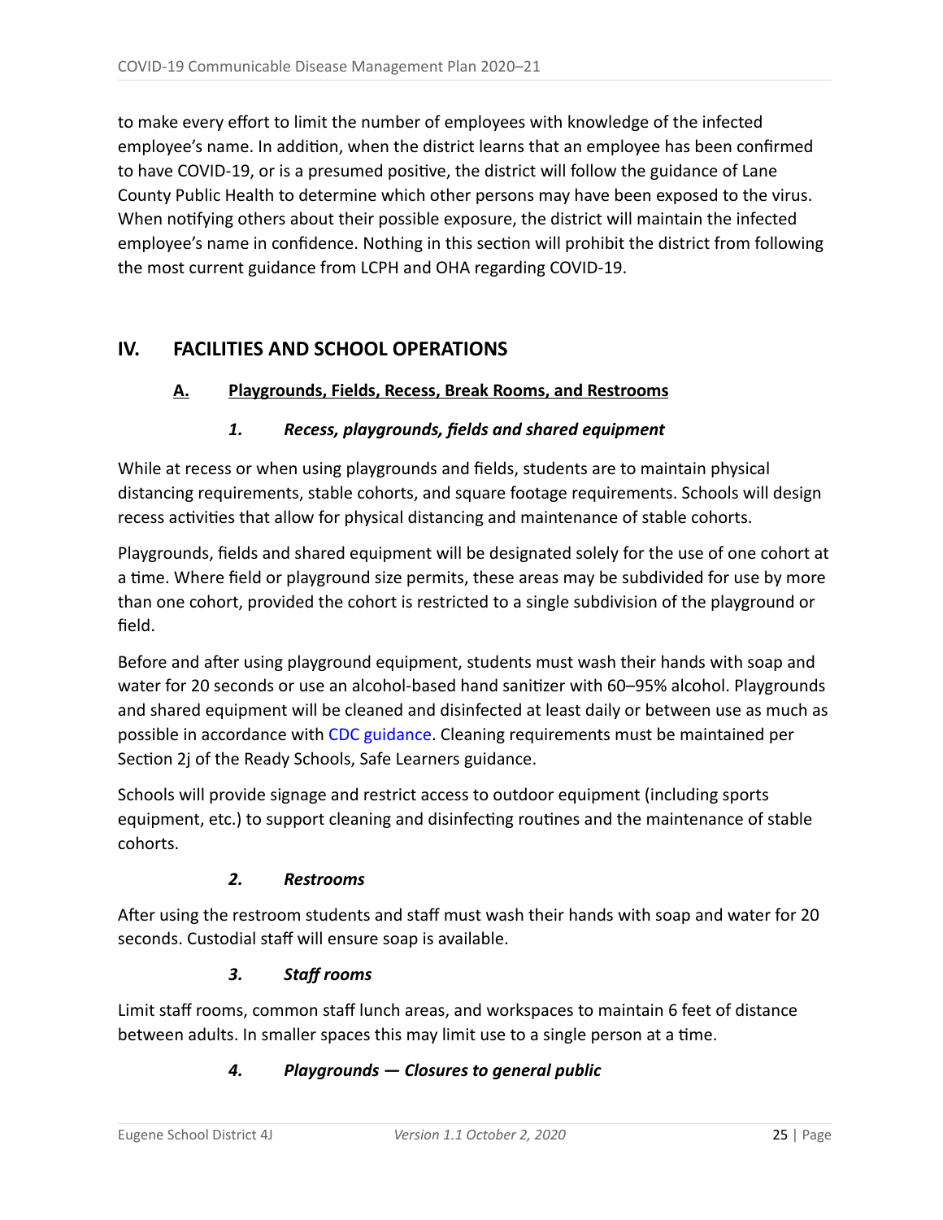to make every effort to limit the number of employees with knowledge of the infected employee's name. In addition, when the district learns that an employee has been confirmed to have COVID-19, or is a presumed positive, the district will follow the guidance of Lane County Public Health to determine which other persons may have been exposed to the virus. When notifying others about their possible exposure, the district will maintain the infected employee's name in confidence. Nothing in this section will prohibit the district from following the most current guidance from LCPH and OHA regarding COVID-19.

## IV. FACILITIES AND SCHOOL OPERATIONS

### A. Playgrounds, Fields, Recess, Break Rooms, and Restrooms

#### *1. Recess, playgrounds, fields and shared equipment*

While at recess or when using playgrounds and fields, students are to maintain physical distancing requirements, stable cohorts, and square footage requirements. Schools will design recess activities that allow for physical distancing and maintenance of stable cohorts.

Playgrounds, fields and shared equipment will be designated solely for the use of one cohort at a time. Where field or playground size permits, these areas may be subdivided for use by more than one cohort, provided the cohort is restricted to a single subdivision of the playground or field.

Before and after using playground equipment, students must wash their hands with soap and water for 20 seconds or use an alcohol-based hand sanitizer with 60–95% alcohol. Playgrounds and shared equipment will be cleaned and disinfected at least daily or between use as much as possible in accordance with CDC guidance. Cleaning requirements must be maintained per Section 2j of the Ready Schools, Safe Learners guidance.

Schools will provide signage and restrict access to outdoor equipment (including sports equipment, etc.) to support cleaning and disinfecting routines and the maintenance of stable cohorts.

#### *2. Restrooms*

After using the restroom students and staff must wash their hands with soap and water for 20 seconds. Custodial staff will ensure soap is available.

#### *3. Staff rooms*

Limit staff rooms, common staff lunch areas, and workspaces to maintain 6 feet of distance between adults. In smaller spaces this may limit use to a single person at a time.

#### *4. Playgrounds — Closures to general public*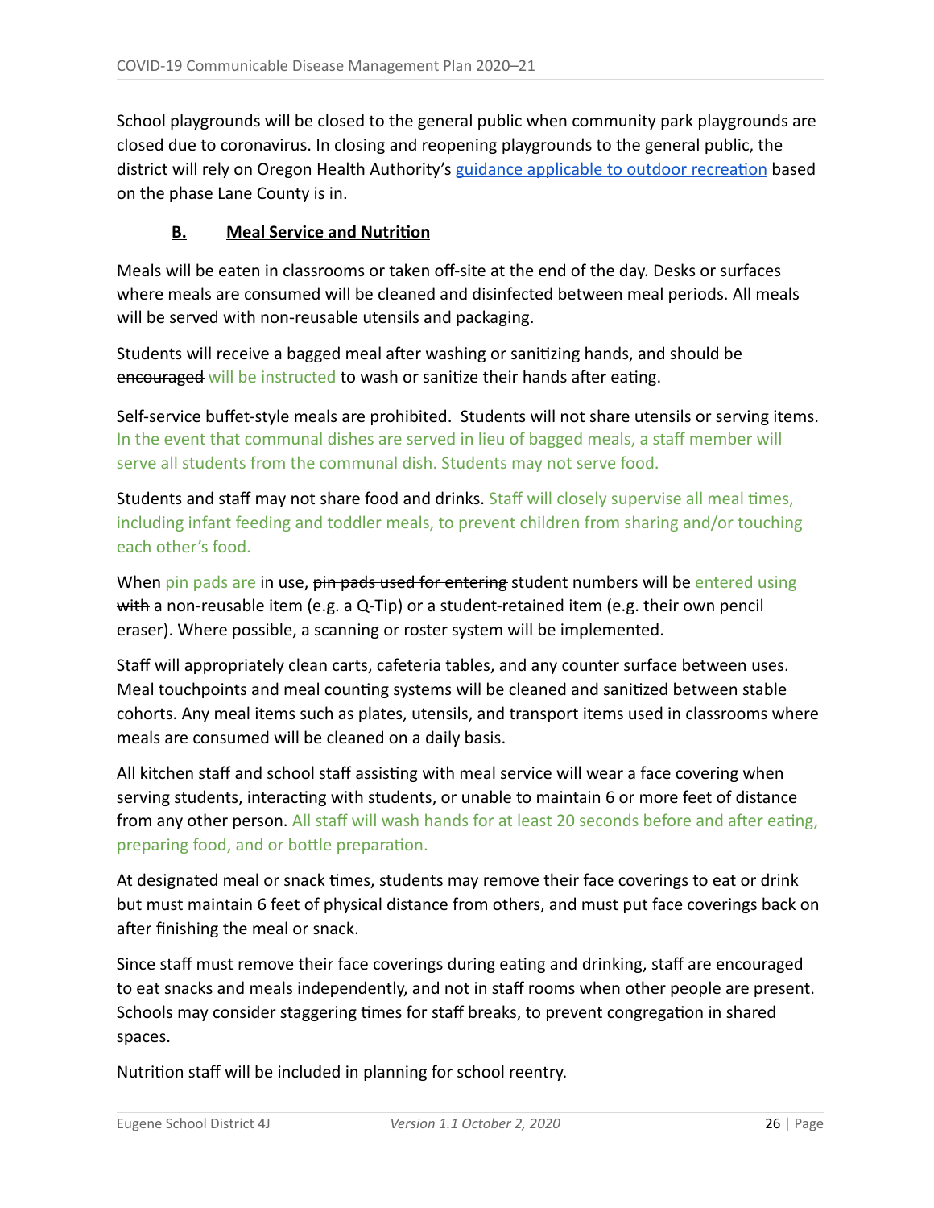School playgrounds will be closed to the general public when community park playgrounds are closed due to coronavirus. In closing and reopening playgrounds to the general public, the district will rely on Oregon Health Authority's guidance applicable to outdoor recreation based on the phase Lane County is in.

### B. Meal Service and Nutrition

Meals will be eaten in classrooms or taken off-site at the end of the day. Desks or surfaces where meals are consumed will be cleaned and disinfected between meal periods. All meals will be served with non-reusable utensils and packaging.

Students will receive a bagged meal after washing or sanitizing hands, and ~~should be encouraged~~ will be instructed to wash or sanitize their hands after eating.

Self-service buffet-style meals are prohibited. Students will not share utensils or serving items. In the event that communal dishes are served in lieu of bagged meals, a staff member will serve all students from the communal dish. Students may not serve food.

Students and staff may not share food and drinks. Staff will closely supervise all meal times, including infant feeding and toddler meals, to prevent children from sharing and/or touching each other's food.

When pin pads are in use, ~~pin pads used for entering~~ student numbers will be entered using ~~with~~ a non-reusable item (e.g. a Q-Tip) or a student-retained item (e.g. their own pencil eraser). Where possible, a scanning or roster system will be implemented.

Staff will appropriately clean carts, cafeteria tables, and any counter surface between uses. Meal touchpoints and meal counting systems will be cleaned and sanitized between stable cohorts. Any meal items such as plates, utensils, and transport items used in classrooms where meals are consumed will be cleaned on a daily basis.

All kitchen staff and school staff assisting with meal service will wear a face covering when serving students, interacting with students, or unable to maintain 6 or more feet of distance from any other person. All staff will wash hands for at least 20 seconds before and after eating, preparing food, and or bottle preparation.

At designated meal or snack times, students may remove their face coverings to eat or drink but must maintain 6 feet of physical distance from others, and must put face coverings back on after finishing the meal or snack.

Since staff must remove their face coverings during eating and drinking, staff are encouraged to eat snacks and meals independently, and not in staff rooms when other people are present. Schools may consider staggering times for staff breaks, to prevent congregation in shared spaces.

Nutrition staff will be included in planning for school reentry.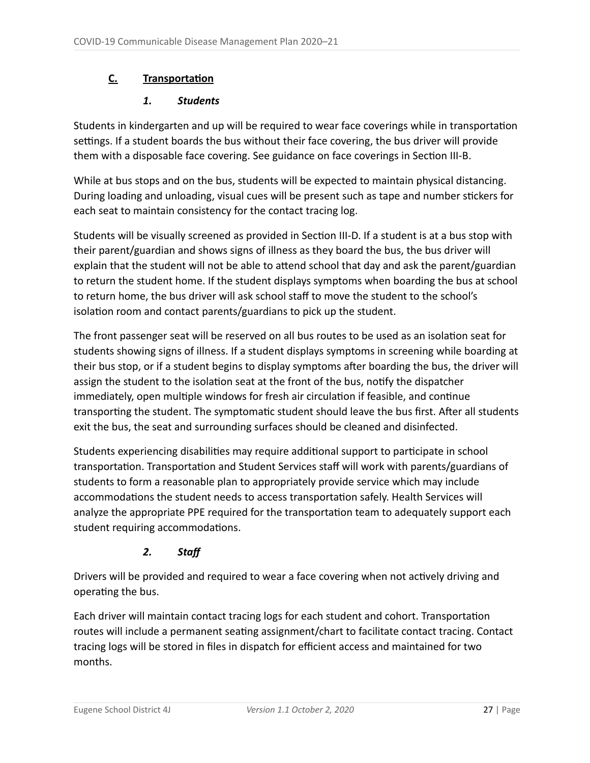## C. Transportation

### *1. Students*

Students in kindergarten and up will be required to wear face coverings while in transportation settings. If a student boards the bus without their face covering, the bus driver will provide them with a disposable face covering. See guidance on face coverings in Section III-B.

While at bus stops and on the bus, students will be expected to maintain physical distancing. During loading and unloading, visual cues will be present such as tape and number stickers for each seat to maintain consistency for the contact tracing log.

Students will be visually screened as provided in Section III-D. If a student is at a bus stop with their parent/guardian and shows signs of illness as they board the bus, the bus driver will explain that the student will not be able to attend school that day and ask the parent/guardian to return the student home. If the student displays symptoms when boarding the bus at school to return home, the bus driver will ask school staff to move the student to the school's isolation room and contact parents/guardians to pick up the student.

The front passenger seat will be reserved on all bus routes to be used as an isolation seat for students showing signs of illness. If a student displays symptoms in screening while boarding at their bus stop, or if a student begins to display symptoms after boarding the bus, the driver will assign the student to the isolation seat at the front of the bus, notify the dispatcher immediately, open multiple windows for fresh air circulation if feasible, and continue transporting the student. The symptomatic student should leave the bus first. After all students exit the bus, the seat and surrounding surfaces should be cleaned and disinfected.

Students experiencing disabilities may require additional support to participate in school transportation. Transportation and Student Services staff will work with parents/guardians of students to form a reasonable plan to appropriately provide service which may include accommodations the student needs to access transportation safely. Health Services will analyze the appropriate PPE required for the transportation team to adequately support each student requiring accommodations.

### *2. Staff*

Drivers will be provided and required to wear a face covering when not actively driving and operating the bus.

Each driver will maintain contact tracing logs for each student and cohort. Transportation routes will include a permanent seating assignment/chart to facilitate contact tracing. Contact tracing logs will be stored in files in dispatch for efficient access and maintained for two months.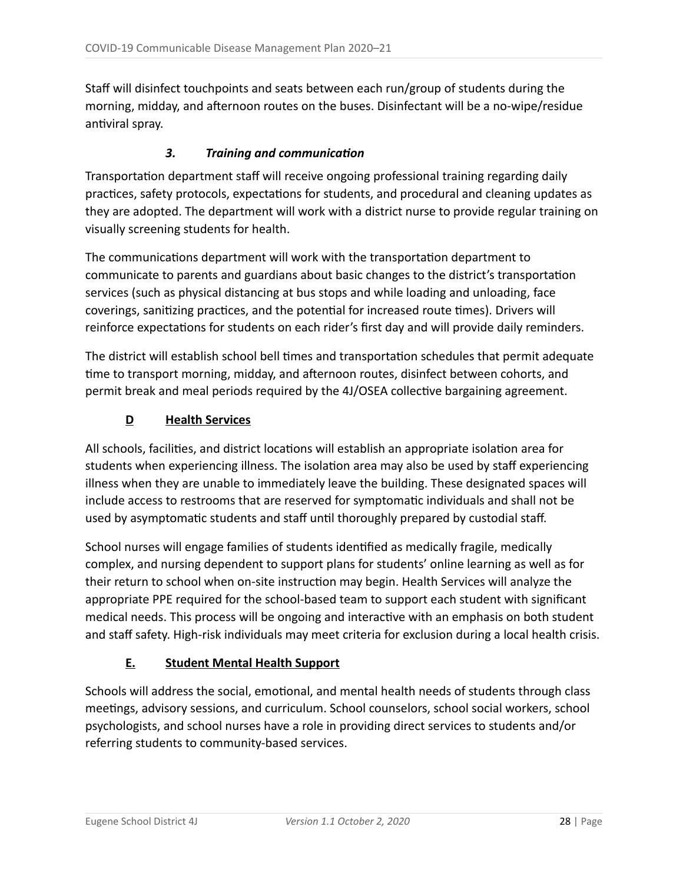Staff will disinfect touchpoints and seats between each run/group of students during the morning, midday, and afternoon routes on the buses. Disinfectant will be a no-wipe/residue antiviral spray.

#### *3. Training and communication*

Transportation department staff will receive ongoing professional training regarding daily practices, safety protocols, expectations for students, and procedural and cleaning updates as they are adopted. The department will work with a district nurse to provide regular training on visually screening students for health.

The communications department will work with the transportation department to communicate to parents and guardians about basic changes to the district's transportation services (such as physical distancing at bus stops and while loading and unloading, face coverings, sanitizing practices, and the potential for increased route times). Drivers will reinforce expectations for students on each rider's first day and will provide daily reminders.

The district will establish school bell times and transportation schedules that permit adequate time to transport morning, midday, and afternoon routes, disinfect between cohorts, and permit break and meal periods required by the 4J/OSEA collective bargaining agreement.

### D Health Services

All schools, facilities, and district locations will establish an appropriate isolation area for students when experiencing illness. The isolation area may also be used by staff experiencing illness when they are unable to immediately leave the building. These designated spaces will include access to restrooms that are reserved for symptomatic individuals and shall not be used by asymptomatic students and staff until thoroughly prepared by custodial staff.

School nurses will engage families of students identified as medically fragile, medically complex, and nursing dependent to support plans for students' online learning as well as for their return to school when on-site instruction may begin. Health Services will analyze the appropriate PPE required for the school-based team to support each student with significant medical needs. This process will be ongoing and interactive with an emphasis on both student and staff safety. High-risk individuals may meet criteria for exclusion during a local health crisis.

### E. Student Mental Health Support

Schools will address the social, emotional, and mental health needs of students through class meetings, advisory sessions, and curriculum. School counselors, school social workers, school psychologists, and school nurses have a role in providing direct services to students and/or referring students to community-based services.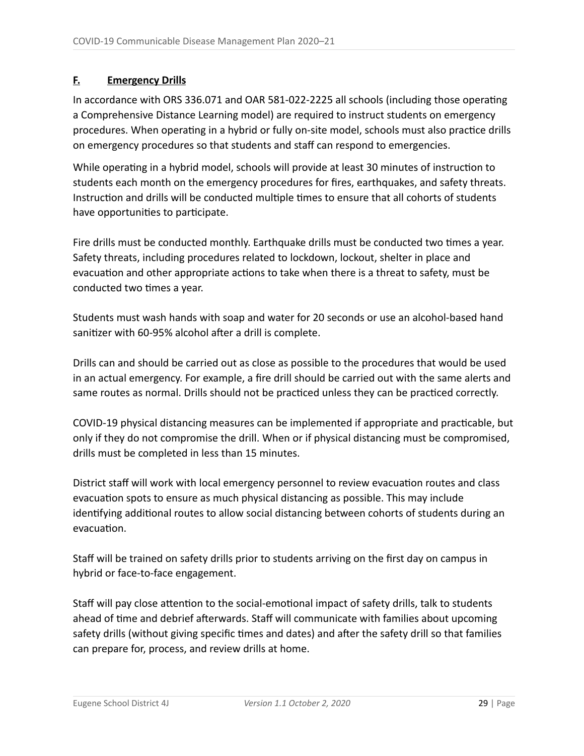## F. Emergency Drills

In accordance with ORS 336.071 and OAR 581-022-2225 all schools (including those operating a Comprehensive Distance Learning model) are required to instruct students on emergency procedures. When operating in a hybrid or fully on-site model, schools must also practice drills on emergency procedures so that students and staff can respond to emergencies.

While operating in a hybrid model, schools will provide at least 30 minutes of instruction to students each month on the emergency procedures for fires, earthquakes, and safety threats. Instruction and drills will be conducted multiple times to ensure that all cohorts of students have opportunities to participate.

Fire drills must be conducted monthly. Earthquake drills must be conducted two times a year. Safety threats, including procedures related to lockdown, lockout, shelter in place and evacuation and other appropriate actions to take when there is a threat to safety, must be conducted two times a year.

Students must wash hands with soap and water for 20 seconds or use an alcohol-based hand sanitizer with 60-95% alcohol after a drill is complete.

Drills can and should be carried out as close as possible to the procedures that would be used in an actual emergency. For example, a fire drill should be carried out with the same alerts and same routes as normal. Drills should not be practiced unless they can be practiced correctly.

COVID-19 physical distancing measures can be implemented if appropriate and practicable, but only if they do not compromise the drill. When or if physical distancing must be compromised, drills must be completed in less than 15 minutes.

District staff will work with local emergency personnel to review evacuation routes and class evacuation spots to ensure as much physical distancing as possible. This may include identifying additional routes to allow social distancing between cohorts of students during an evacuation.

Staff will be trained on safety drills prior to students arriving on the first day on campus in hybrid or face-to-face engagement.

Staff will pay close attention to the social-emotional impact of safety drills, talk to students ahead of time and debrief afterwards. Staff will communicate with families about upcoming safety drills (without giving specific times and dates) and after the safety drill so that families can prepare for, process, and review drills at home.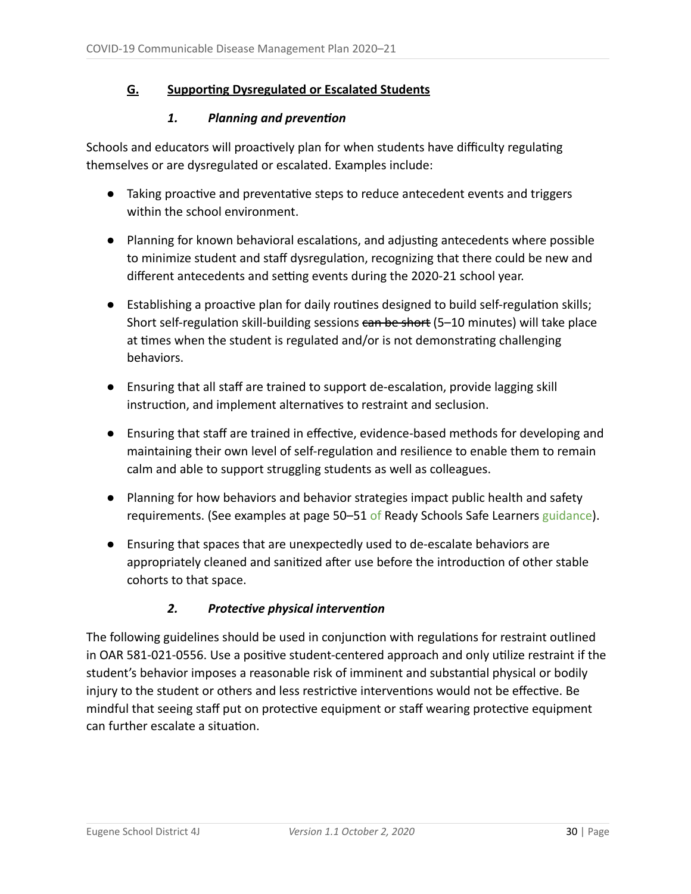## G. Supporting Dysregulated or Escalated Students

### *1. Planning and prevention*

Schools and educators will proactively plan for when students have difficulty regulating themselves or are dysregulated or escalated. Examples include:

- Taking proactive and preventative steps to reduce antecedent events and triggers within the school environment.
- Planning for known behavioral escalations, and adjusting antecedents where possible to minimize student and staff dysregulation, recognizing that there could be new and different antecedents and setting events during the 2020-21 school year.
- Establishing a proactive plan for daily routines designed to build self-regulation skills; Short self-regulation skill-building sessions ~~can be short~~ (5–10 minutes) will take place at times when the student is regulated and/or is not demonstrating challenging behaviors.
- Ensuring that all staff are trained to support de-escalation, provide lagging skill instruction, and implement alternatives to restraint and seclusion.
- Ensuring that staff are trained in effective, evidence-based methods for developing and maintaining their own level of self-regulation and resilience to enable them to remain calm and able to support struggling students as well as colleagues.
- Planning for how behaviors and behavior strategies impact public health and safety requirements. (See examples at page 50–51 of Ready Schools Safe Learners guidance).
- Ensuring that spaces that are unexpectedly used to de-escalate behaviors are appropriately cleaned and sanitized after use before the introduction of other stable cohorts to that space.

### *2. Protective physical intervention*

The following guidelines should be used in conjunction with regulations for restraint outlined in OAR 581-021-0556. Use a positive student-centered approach and only utilize restraint if the student's behavior imposes a reasonable risk of imminent and substantial physical or bodily injury to the student or others and less restrictive interventions would not be effective. Be mindful that seeing staff put on protective equipment or staff wearing protective equipment can further escalate a situation.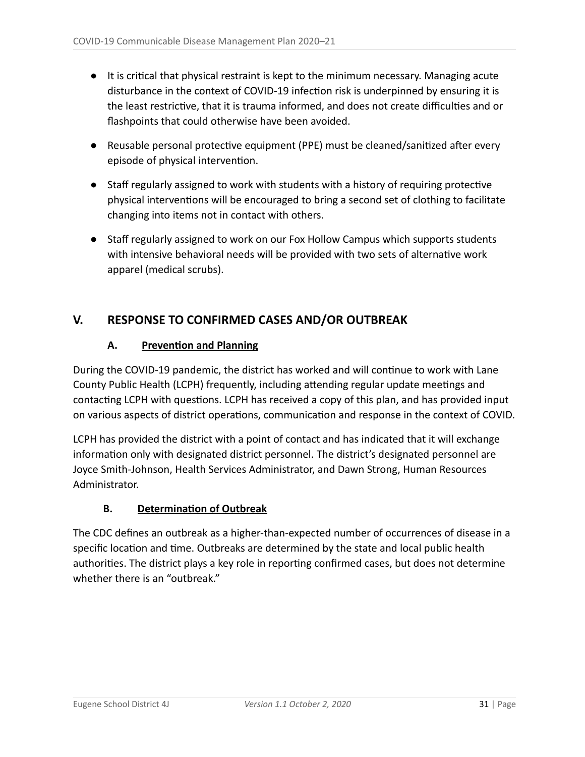- It is critical that physical restraint is kept to the minimum necessary. Managing acute disturbance in the context of COVID-19 infection risk is underpinned by ensuring it is the least restrictive, that it is trauma informed, and does not create difficulties and or flashpoints that could otherwise have been avoided.
- Reusable personal protective equipment (PPE) must be cleaned/sanitized after every episode of physical intervention.
- Staff regularly assigned to work with students with a history of requiring protective physical interventions will be encouraged to bring a second set of clothing to facilitate changing into items not in contact with others.
- Staff regularly assigned to work on our Fox Hollow Campus which supports students with intensive behavioral needs will be provided with two sets of alternative work apparel (medical scrubs).

## V. RESPONSE TO CONFIRMED CASES AND/OR OUTBREAK

### A. Prevention and Planning

During the COVID-19 pandemic, the district has worked and will continue to work with Lane County Public Health (LCPH) frequently, including attending regular update meetings and contacting LCPH with questions. LCPH has received a copy of this plan, and has provided input on various aspects of district operations, communication and response in the context of COVID.

LCPH has provided the district with a point of contact and has indicated that it will exchange information only with designated district personnel. The district's designated personnel are Joyce Smith-Johnson, Health Services Administrator, and Dawn Strong, Human Resources Administrator.

### B. Determination of Outbreak

The CDC defines an outbreak as a higher-than-expected number of occurrences of disease in a specific location and time. Outbreaks are determined by the state and local public health authorities. The district plays a key role in reporting confirmed cases, but does not determine whether there is an "outbreak."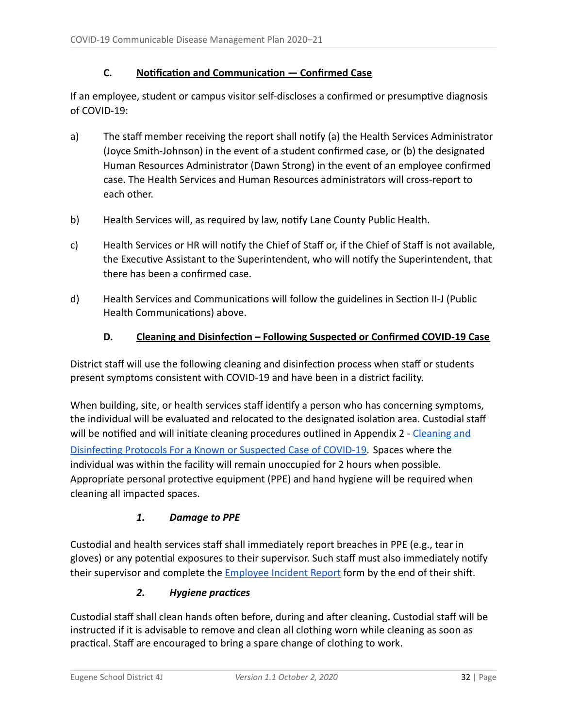### C. Notification and Communication — Confirmed Case

If an employee, student or campus visitor self-discloses a confirmed or presumptive diagnosis of COVID-19:

a) The staff member receiving the report shall notify (a) the Health Services Administrator (Joyce Smith-Johnson) in the event of a student confirmed case, or (b) the designated Human Resources Administrator (Dawn Strong) in the event of an employee confirmed case. The Health Services and Human Resources administrators will cross-report to each other.

b) Health Services will, as required by law, notify Lane County Public Health.

c) Health Services or HR will notify the Chief of Staff or, if the Chief of Staff is not available, the Executive Assistant to the Superintendent, who will notify the Superintendent, that there has been a confirmed case.

d) Health Services and Communications will follow the guidelines in Section II-J (Public Health Communications) above.

### D. Cleaning and Disinfection – Following Suspected or Confirmed COVID-19 Case

District staff will use the following cleaning and disinfection process when staff or students present symptoms consistent with COVID-19 and have been in a district facility.

When building, site, or health services staff identify a person who has concerning symptoms, the individual will be evaluated and relocated to the designated isolation area. Custodial staff will be notified and will initiate cleaning procedures outlined in Appendix 2 - Cleaning and Disinfecting Protocols For a Known or Suspected Case of COVID-19. Spaces where the individual was within the facility will remain unoccupied for 2 hours when possible. Appropriate personal protective equipment (PPE) and hand hygiene will be required when cleaning all impacted spaces.

#### *1. Damage to PPE*

Custodial and health services staff shall immediately report breaches in PPE (e.g., tear in gloves) or any potential exposures to their supervisor. Such staff must also immediately notify their supervisor and complete the Employee Incident Report form by the end of their shift.

#### *2. Hygiene practices*

Custodial staff shall clean hands often before, during and after cleaning**.** Custodial staff will be instructed if it is advisable to remove and clean all clothing worn while cleaning as soon as practical. Staff are encouraged to bring a spare change of clothing to work.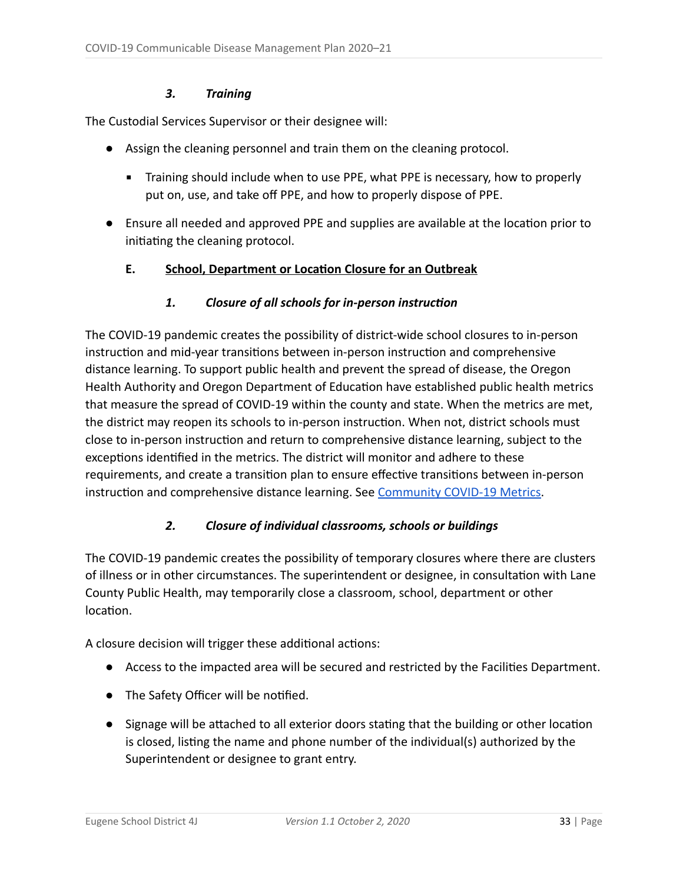#### *3. Training*

The Custodial Services Supervisor or their designee will:

- Assign the cleaning personnel and train them on the cleaning protocol.
  - Training should include when to use PPE, what PPE is necessary, how to properly put on, use, and take off PPE, and how to properly dispose of PPE.
- Ensure all needed and approved PPE and supplies are available at the location prior to initiating the cleaning protocol.

### E. <u>School, Department or Location Closure for an Outbreak</u>

#### *1. Closure of all schools for in-person instruction*

The COVID-19 pandemic creates the possibility of district-wide school closures to in-person instruction and mid-year transitions between in-person instruction and comprehensive distance learning. To support public health and prevent the spread of disease, the Oregon Health Authority and Oregon Department of Education have established public health metrics that measure the spread of COVID-19 within the county and state. When the metrics are met, the district may reopen its schools to in-person instruction. When not, district schools must close to in-person instruction and return to comprehensive distance learning, subject to the exceptions identified in the metrics. The district will monitor and adhere to these requirements, and create a transition plan to ensure effective transitions between in-person instruction and comprehensive distance learning. See Community COVID-19 Metrics.

#### *2. Closure of individual classrooms, schools or buildings*

The COVID-19 pandemic creates the possibility of temporary closures where there are clusters of illness or in other circumstances. The superintendent or designee, in consultation with Lane County Public Health, may temporarily close a classroom, school, department or other location.

A closure decision will trigger these additional actions:

- Access to the impacted area will be secured and restricted by the Facilities Department.
- The Safety Officer will be notified.
- Signage will be attached to all exterior doors stating that the building or other location is closed, listing the name and phone number of the individual(s) authorized by the Superintendent or designee to grant entry.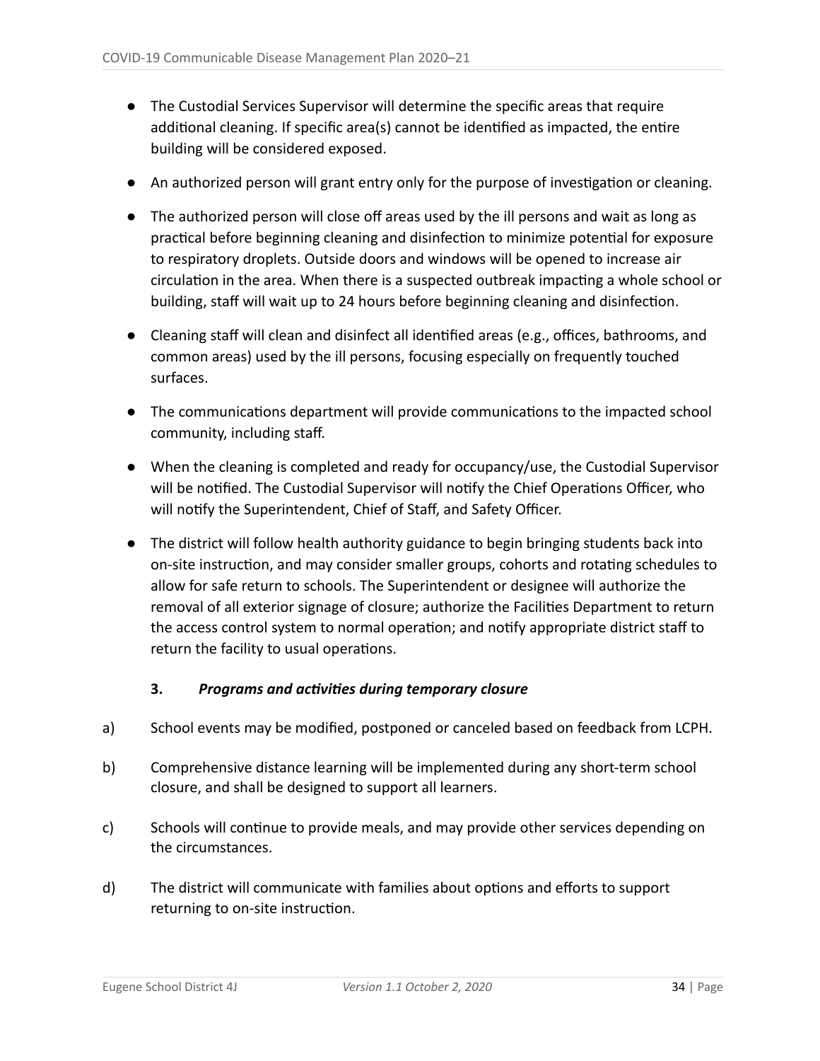- The Custodial Services Supervisor will determine the specific areas that require additional cleaning. If specific area(s) cannot be identified as impacted, the entire building will be considered exposed.
- An authorized person will grant entry only for the purpose of investigation or cleaning.
- The authorized person will close off areas used by the ill persons and wait as long as practical before beginning cleaning and disinfection to minimize potential for exposure to respiratory droplets. Outside doors and windows will be opened to increase air circulation in the area. When there is a suspected outbreak impacting a whole school or building, staff will wait up to 24 hours before beginning cleaning and disinfection.
- Cleaning staff will clean and disinfect all identified areas (e.g., offices, bathrooms, and common areas) used by the ill persons, focusing especially on frequently touched surfaces.
- The communications department will provide communications to the impacted school community, including staff.
- When the cleaning is completed and ready for occupancy/use, the Custodial Supervisor will be notified. The Custodial Supervisor will notify the Chief Operations Officer, who will notify the Superintendent, Chief of Staff, and Safety Officer.
- The district will follow health authority guidance to begin bringing students back into on-site instruction, and may consider smaller groups, cohorts and rotating schedules to allow for safe return to schools. The Superintendent or designee will authorize the removal of all exterior signage of closure; authorize the Facilities Department to return the access control system to normal operation; and notify appropriate district staff to return the facility to usual operations.

### 3. *Programs and activities during temporary closure*

a) School events may be modified, postponed or canceled based on feedback from LCPH.

b) Comprehensive distance learning will be implemented during any short-term school closure, and shall be designed to support all learners.

c) Schools will continue to provide meals, and may provide other services depending on the circumstances.

d) The district will communicate with families about options and efforts to support returning to on-site instruction.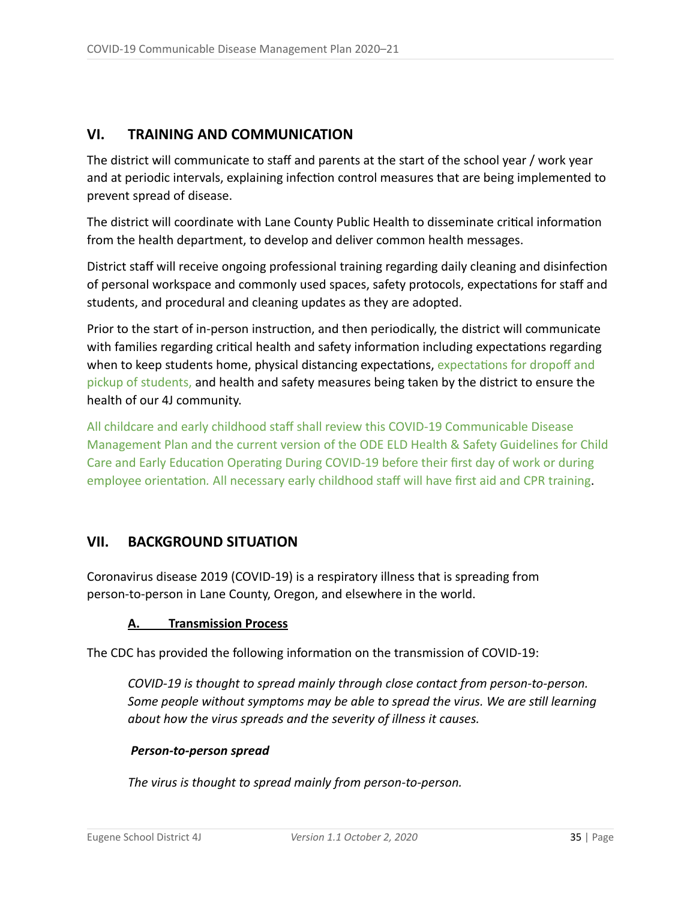## VI. TRAINING AND COMMUNICATION

The district will communicate to staff and parents at the start of the school year / work year and at periodic intervals, explaining infection control measures that are being implemented to prevent spread of disease.

The district will coordinate with Lane County Public Health to disseminate critical information from the health department, to develop and deliver common health messages.

District staff will receive ongoing professional training regarding daily cleaning and disinfection of personal workspace and commonly used spaces, safety protocols, expectations for staff and students, and procedural and cleaning updates as they are adopted.

Prior to the start of in-person instruction, and then periodically, the district will communicate with families regarding critical health and safety information including expectations regarding when to keep students home, physical distancing expectations, expectations for dropoff and pickup of students, and health and safety measures being taken by the district to ensure the health of our 4J community.

All childcare and early childhood staff shall review this COVID-19 Communicable Disease Management Plan and the current version of the ODE ELD Health & Safety Guidelines for Child Care and Early Education Operating During COVID-19 before their first day of work or during employee orientation. All necessary early childhood staff will have first aid and CPR training.

## VII. BACKGROUND SITUATION

Coronavirus disease 2019 (COVID-19) is a respiratory illness that is spreading from person-to-person in Lane County, Oregon, and elsewhere in the world.

### A. Transmission Process

The CDC has provided the following information on the transmission of COVID-19:

> *COVID-19 is thought to spread mainly through close contact from person-to-person. Some people without symptoms may be able to spread the virus. We are still learning about how the virus spreads and the severity of illness it causes.*
>
> ***Person-to-person spread***
>
> *The virus is thought to spread mainly from person-to-person.*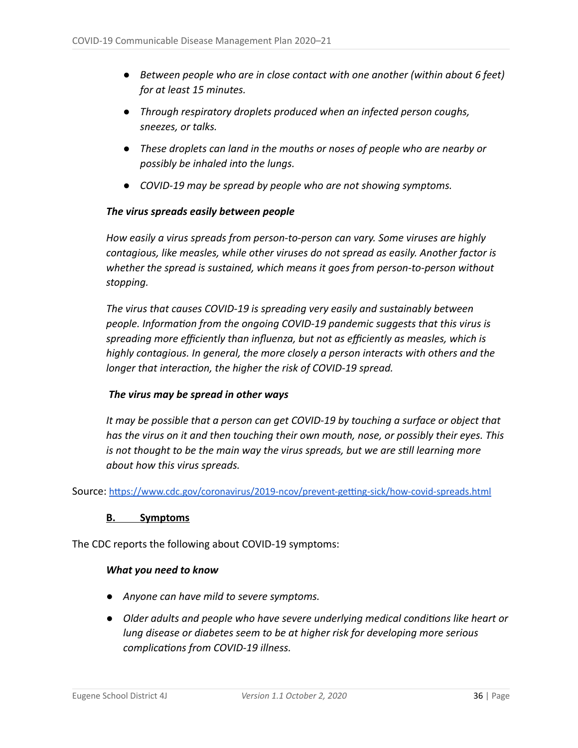- *Between people who are in close contact with one another (within about 6 feet) for at least 15 minutes.*
- *Through respiratory droplets produced when an infected person coughs, sneezes, or talks.*
- *These droplets can land in the mouths or noses of people who are nearby or possibly be inhaled into the lungs.*
- *COVID-19 may be spread by people who are not showing symptoms.*

***The virus spreads easily between people***

*How easily a virus spreads from person-to-person can vary. Some viruses are highly contagious, like measles, while other viruses do not spread as easily. Another factor is whether the spread is sustained, which means it goes from person-to-person without stopping.*

*The virus that causes COVID-19 is spreading very easily and sustainably between people. Information from the ongoing COVID-19 pandemic suggests that this virus is spreading more efficiently than influenza, but not as efficiently as measles, which is highly contagious. In general, the more closely a person interacts with others and the longer that interaction, the higher the risk of COVID-19 spread.*

***The virus may be spread in other ways***

*It may be possible that a person can get COVID-19 by touching a surface or object that has the virus on it and then touching their own mouth, nose, or possibly their eyes. This is not thought to be the main way the virus spreads, but we are still learning more about how this virus spreads.*

Source: https://www.cdc.gov/coronavirus/2019-ncov/prevent-getting-sick/how-covid-spreads.html

### B. Symptoms

The CDC reports the following about COVID-19 symptoms:

***What you need to know***

- *Anyone can have mild to severe symptoms.*
- *Older adults and people who have severe underlying medical conditions like heart or lung disease or diabetes seem to be at higher risk for developing more serious complications from COVID-19 illness.*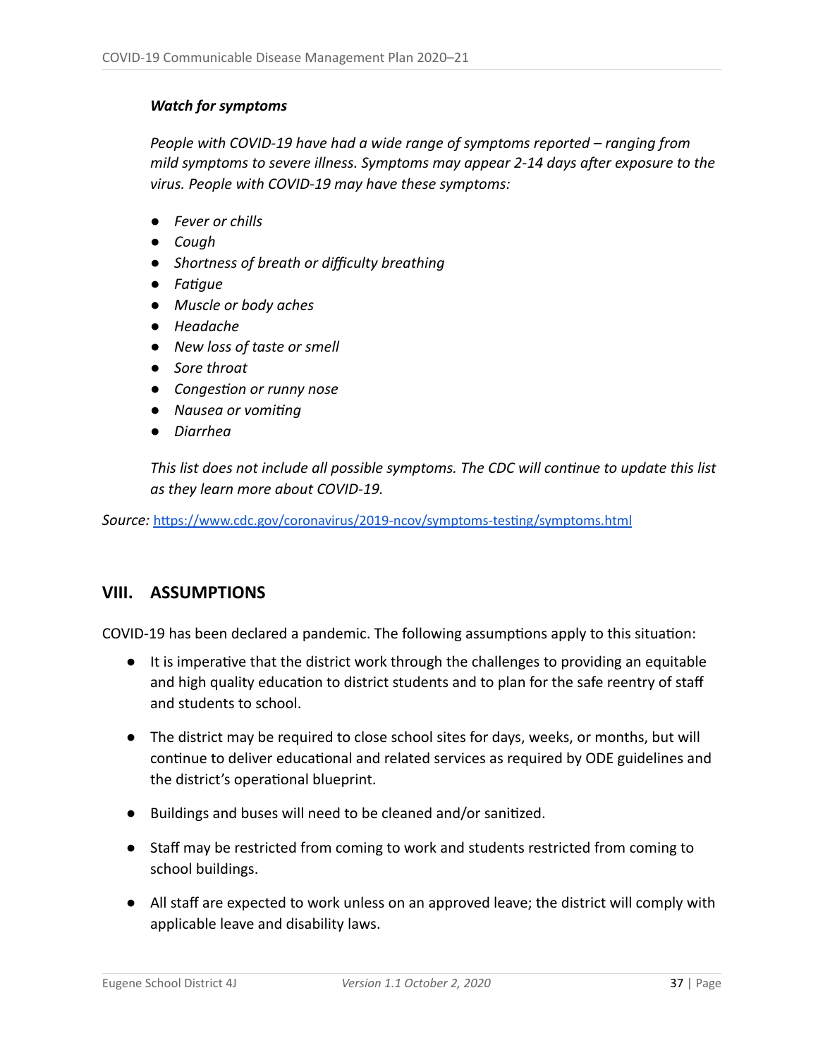***Watch for symptoms***

*People with COVID-19 have had a wide range of symptoms reported – ranging from mild symptoms to severe illness. Symptoms may appear 2-14 days after exposure to the virus. People with COVID-19 may have these symptoms:*

- *Fever or chills*
- *Cough*
- *Shortness of breath or difficulty breathing*
- *Fatigue*
- *Muscle or body aches*
- *Headache*
- *New loss of taste or smell*
- *Sore throat*
- *Congestion or runny nose*
- *Nausea or vomiting*
- *Diarrhea*

*This list does not include all possible symptoms. The CDC will continue to update this list as they learn more about COVID-19.*

*Source:* [https://www.cdc.gov/coronavirus/2019-ncov/symptoms-testing/symptoms.html](https://www.cdc.gov/coronavirus/2019-ncov/symptoms-testing/symptoms.html)

## VIII. ASSUMPTIONS

COVID-19 has been declared a pandemic. The following assumptions apply to this situation:

- It is imperative that the district work through the challenges to providing an equitable and high quality education to district students and to plan for the safe reentry of staff and students to school.
- The district may be required to close school sites for days, weeks, or months, but will continue to deliver educational and related services as required by ODE guidelines and the district's operational blueprint.
- Buildings and buses will need to be cleaned and/or sanitized.
- Staff may be restricted from coming to work and students restricted from coming to school buildings.
- All staff are expected to work unless on an approved leave; the district will comply with applicable leave and disability laws.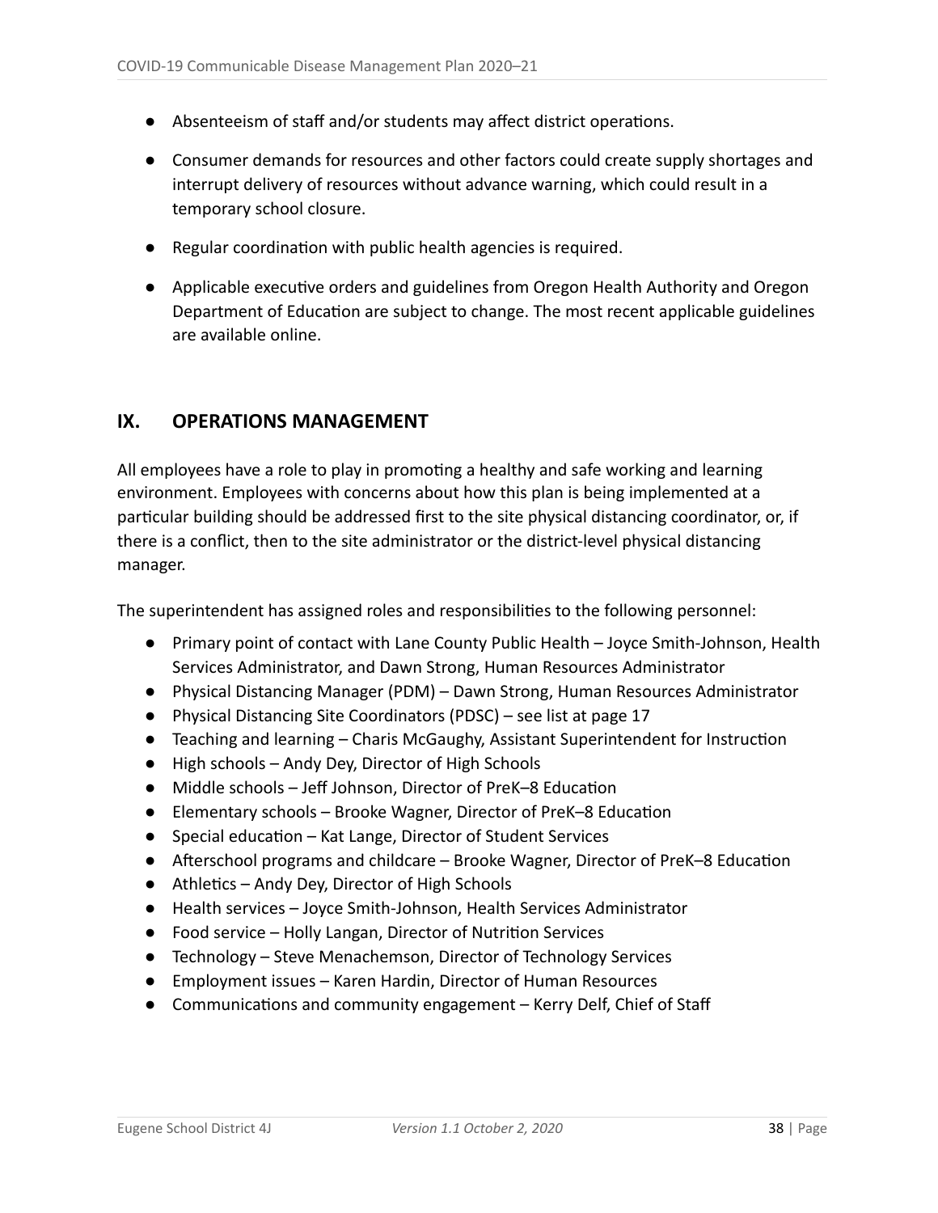- Absenteeism of staff and/or students may affect district operations.
- Consumer demands for resources and other factors could create supply shortages and interrupt delivery of resources without advance warning, which could result in a temporary school closure.
- Regular coordination with public health agencies is required.
- Applicable executive orders and guidelines from Oregon Health Authority and Oregon Department of Education are subject to change. The most recent applicable guidelines are available online.

## IX. OPERATIONS MANAGEMENT

All employees have a role to play in promoting a healthy and safe working and learning environment. Employees with concerns about how this plan is being implemented at a particular building should be addressed first to the site physical distancing coordinator, or, if there is a conflict, then to the site administrator or the district-level physical distancing manager.

The superintendent has assigned roles and responsibilities to the following personnel:

- Primary point of contact with Lane County Public Health – Joyce Smith-Johnson, Health Services Administrator, and Dawn Strong, Human Resources Administrator
- Physical Distancing Manager (PDM) – Dawn Strong, Human Resources Administrator
- Physical Distancing Site Coordinators (PDSC) – see list at page 17
- Teaching and learning – Charis McGaughy, Assistant Superintendent for Instruction
- High schools – Andy Dey, Director of High Schools
- Middle schools – Jeff Johnson, Director of PreK–8 Education
- Elementary schools – Brooke Wagner, Director of PreK–8 Education
- Special education – Kat Lange, Director of Student Services
- Afterschool programs and childcare – Brooke Wagner, Director of PreK–8 Education
- Athletics – Andy Dey, Director of High Schools
- Health services – Joyce Smith-Johnson, Health Services Administrator
- Food service – Holly Langan, Director of Nutrition Services
- Technology – Steve Menachemson, Director of Technology Services
- Employment issues – Karen Hardin, Director of Human Resources
- Communications and community engagement – Kerry Delf, Chief of Staff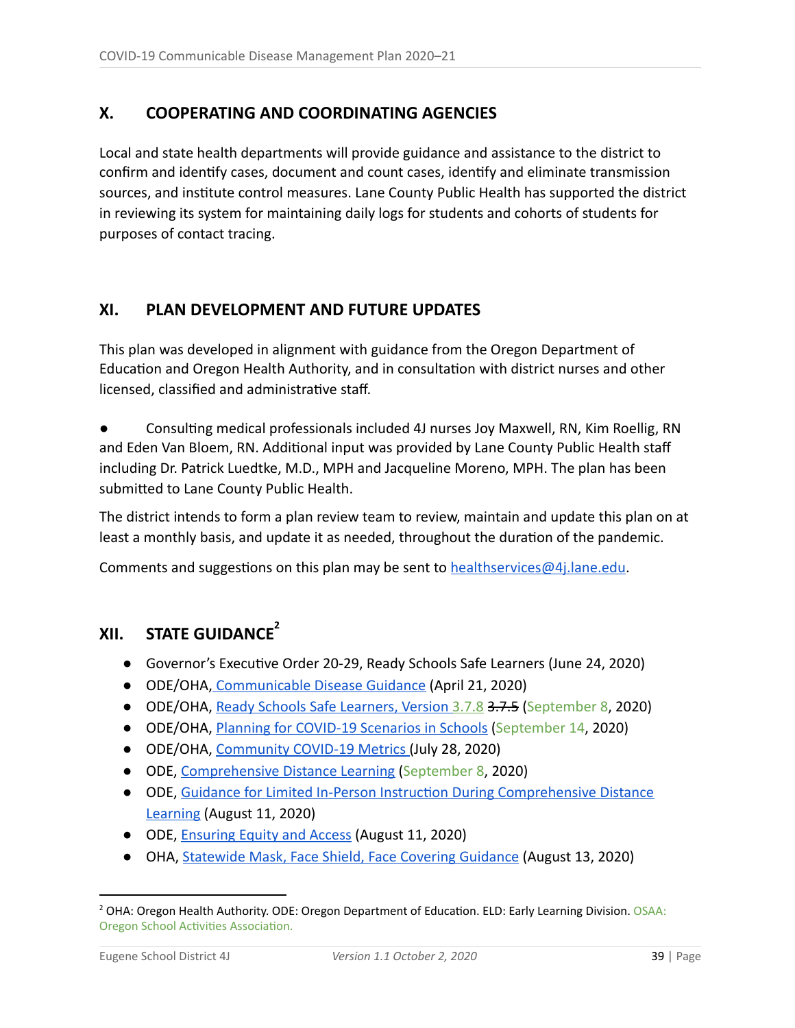## X. COOPERATING AND COORDINATING AGENCIES

Local and state health departments will provide guidance and assistance to the district to confirm and identify cases, document and count cases, identify and eliminate transmission sources, and institute control measures. Lane County Public Health has supported the district in reviewing its system for maintaining daily logs for students and cohorts of students for purposes of contact tracing.

## XI. PLAN DEVELOPMENT AND FUTURE UPDATES

This plan was developed in alignment with guidance from the Oregon Department of Education and Oregon Health Authority, and in consultation with district nurses and other licensed, classified and administrative staff.

- Consulting medical professionals included 4J nurses Joy Maxwell, RN, Kim Roellig, RN and Eden Van Bloem, RN. Additional input was provided by Lane County Public Health staff including Dr. Patrick Luedtke, M.D., MPH and Jacqueline Moreno, MPH. The plan has been submitted to Lane County Public Health.

The district intends to form a plan review team to review, maintain and update this plan on at least a monthly basis, and update it as needed, throughout the duration of the pandemic.

Comments and suggestions on this plan may be sent to healthservices@4j.lane.edu.

## XII. STATE GUIDANCE[2]

- Governor's Executive Order 20-29, Ready Schools Safe Learners (June 24, 2020)
- ODE/OHA, Communicable Disease Guidance (April 21, 2020)
- ODE/OHA, Ready Schools Safe Learners, Version 3.7.8 ~~3.7.5~~ (September 8, 2020)
- ODE/OHA, Planning for COVID-19 Scenarios in Schools (September 14, 2020)
- ODE/OHA, Community COVID-19 Metrics (July 28, 2020)
- ODE, Comprehensive Distance Learning (September 8, 2020)
- ODE, Guidance for Limited In-Person Instruction During Comprehensive Distance Learning (August 11, 2020)
- ODE, Ensuring Equity and Access (August 11, 2020)
- OHA, Statewide Mask, Face Shield, Face Covering Guidance (August 13, 2020)

[2] OHA: Oregon Health Authority. ODE: Oregon Department of Education. ELD: Early Learning Division. OSAA: Oregon School Activities Association.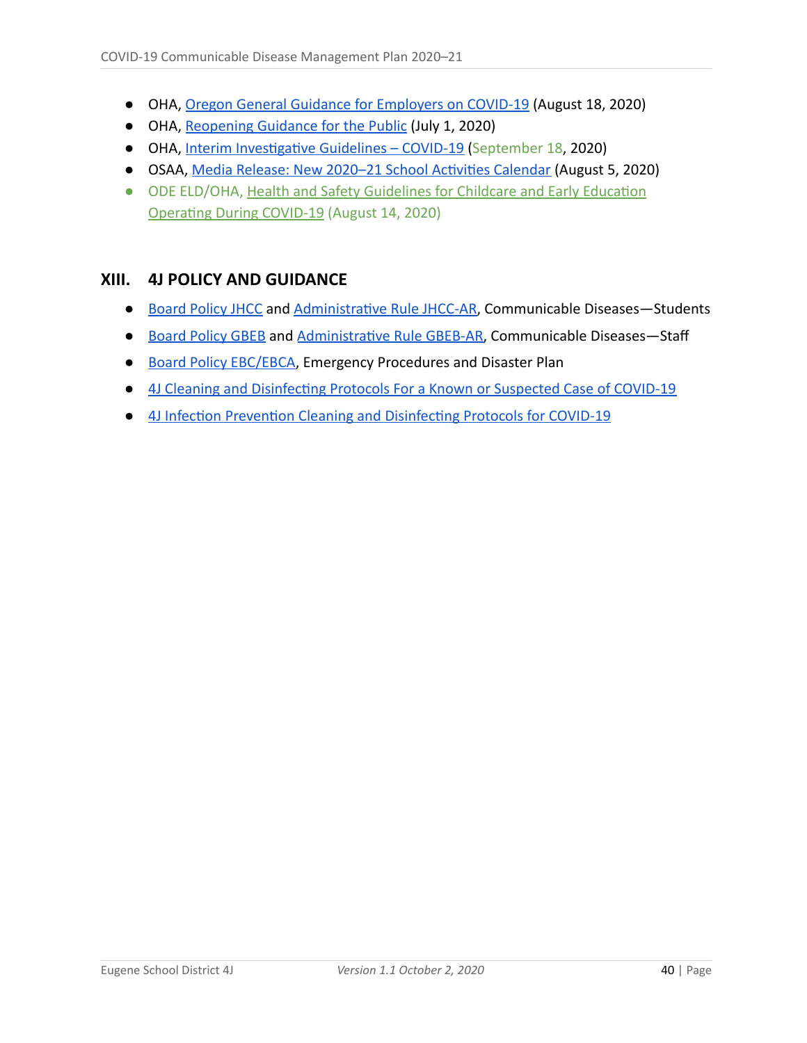- OHA, Oregon General Guidance for Employers on COVID-19 (August 18, 2020)
- OHA, Reopening Guidance for the Public (July 1, 2020)
- OHA, Interim Investigative Guidelines – COVID-19 (September 18, 2020)
- OSAA, Media Release: New 2020–21 School Activities Calendar (August 5, 2020)
- ODE ELD/OHA, Health and Safety Guidelines for Childcare and Early Education Operating During COVID-19 (August 14, 2020)

## XIII. 4J POLICY AND GUIDANCE

- Board Policy JHCC and Administrative Rule JHCC-AR, Communicable Diseases—Students
- Board Policy GBEB and Administrative Rule GBEB-AR, Communicable Diseases—Staff
- Board Policy EBC/EBCA, Emergency Procedures and Disaster Plan
- 4J Cleaning and Disinfecting Protocols For a Known or Suspected Case of COVID-19
- 4J Infection Prevention Cleaning and Disinfecting Protocols for COVID-19